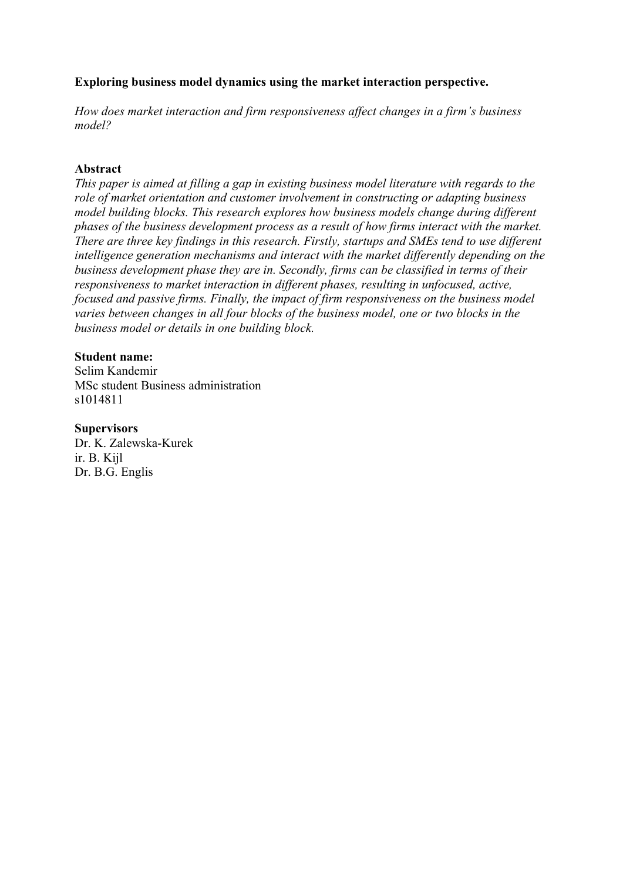**Exploring business model dynamics using the market interaction perspective.**

*How does market interaction and firm responsiveness affect changes in a firm's business model?*

**Abstract**

*This paper is aimed at filling a gap in existing business model literature with regards to the role of market orientation and customer involvement in constructing or adapting business model building blocks. This research explores how business models change during different phases of the business development process as a result of how firms interact with the market. There are three key findings in this research. Firstly, startups and SMEs tend to use different intelligence generation mechanisms and interact with the market differently depending on the business development phase they are in. Secondly, firms can be classified in terms of their responsiveness to market interaction in different phases, resulting in unfocused, active, focused and passive firms. Finally, the impact of firm responsiveness on the business model varies between changes in all four blocks of the business model, one or two blocks in the business model or details in one building block.*

**Student name:**

Selim Kandemir
MSc student Business administration
s1014811

**Supervisors**

Dr. K. Zalewska-Kurek
ir. B. Kijl
Dr. B.G. Englis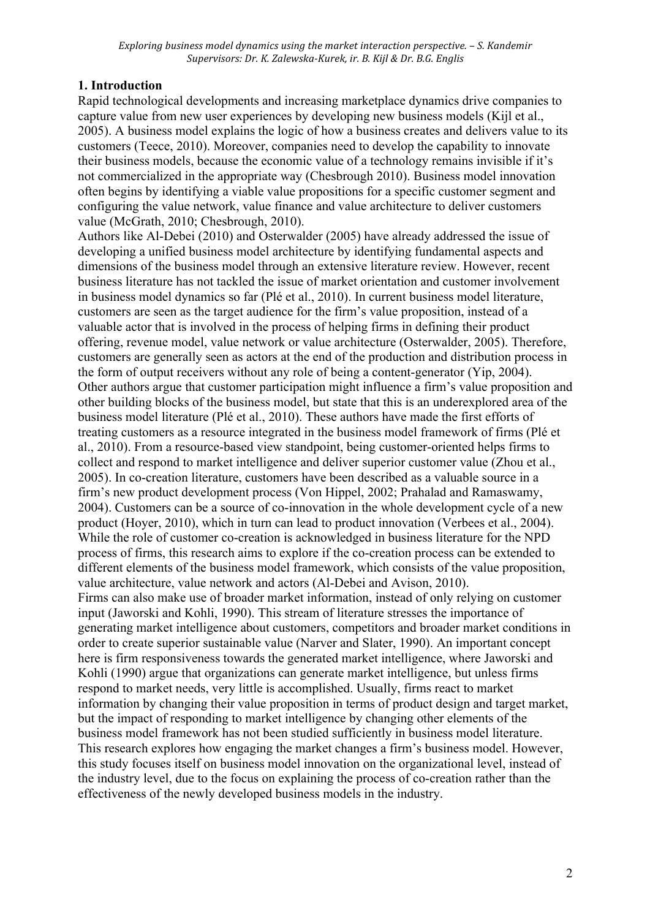## 1. Introduction

Rapid technological developments and increasing marketplace dynamics drive companies to capture value from new user experiences by developing new business models (Kijl et al., 2005). A business model explains the logic of how a business creates and delivers value to its customers (Teece, 2010). Moreover, companies need to develop the capability to innovate their business models, because the economic value of a technology remains invisible if it's not commercialized in the appropriate way (Chesbrough 2010). Business model innovation often begins by identifying a viable value propositions for a specific customer segment and configuring the value network, value finance and value architecture to deliver customers value (McGrath, 2010; Chesbrough, 2010).

Authors like Al-Debei (2010) and Osterwalder (2005) have already addressed the issue of developing a unified business model architecture by identifying fundamental aspects and dimensions of the business model through an extensive literature review. However, recent business literature has not tackled the issue of market orientation and customer involvement in business model dynamics so far (Plé et al., 2010). In current business model literature, customers are seen as the target audience for the firm's value proposition, instead of a valuable actor that is involved in the process of helping firms in defining their product offering, revenue model, value network or value architecture (Osterwalder, 2005). Therefore, customers are generally seen as actors at the end of the production and distribution process in the form of output receivers without any role of being a content-generator (Yip, 2004). Other authors argue that customer participation might influence a firm's value proposition and other building blocks of the business model, but state that this is an underexplored area of the business model literature (Plé et al., 2010). These authors have made the first efforts of treating customers as a resource integrated in the business model framework of firms (Plé et al., 2010). From a resource-based view standpoint, being customer-oriented helps firms to collect and respond to market intelligence and deliver superior customer value (Zhou et al., 2005). In co-creation literature, customers have been described as a valuable source in a firm's new product development process (Von Hippel, 2002; Prahalad and Ramaswamy, 2004). Customers can be a source of co-innovation in the whole development cycle of a new product (Hoyer, 2010), which in turn can lead to product innovation (Verbees et al., 2004). While the role of customer co-creation is acknowledged in business literature for the NPD process of firms, this research aims to explore if the co-creation process can be extended to different elements of the business model framework, which consists of the value proposition, value architecture, value network and actors (Al-Debei and Avison, 2010).

Firms can also make use of broader market information, instead of only relying on customer input (Jaworski and Kohli, 1990). This stream of literature stresses the importance of generating market intelligence about customers, competitors and broader market conditions in order to create superior sustainable value (Narver and Slater, 1990). An important concept here is firm responsiveness towards the generated market intelligence, where Jaworski and Kohli (1990) argue that organizations can generate market intelligence, but unless firms respond to market needs, very little is accomplished. Usually, firms react to market information by changing their value proposition in terms of product design and target market, but the impact of responding to market intelligence by changing other elements of the business model framework has not been studied sufficiently in business model literature.

This research explores how engaging the market changes a firm's business model. However, this study focuses itself on business model innovation on the organizational level, instead of the industry level, due to the focus on explaining the process of co-creation rather than the effectiveness of the newly developed business models in the industry.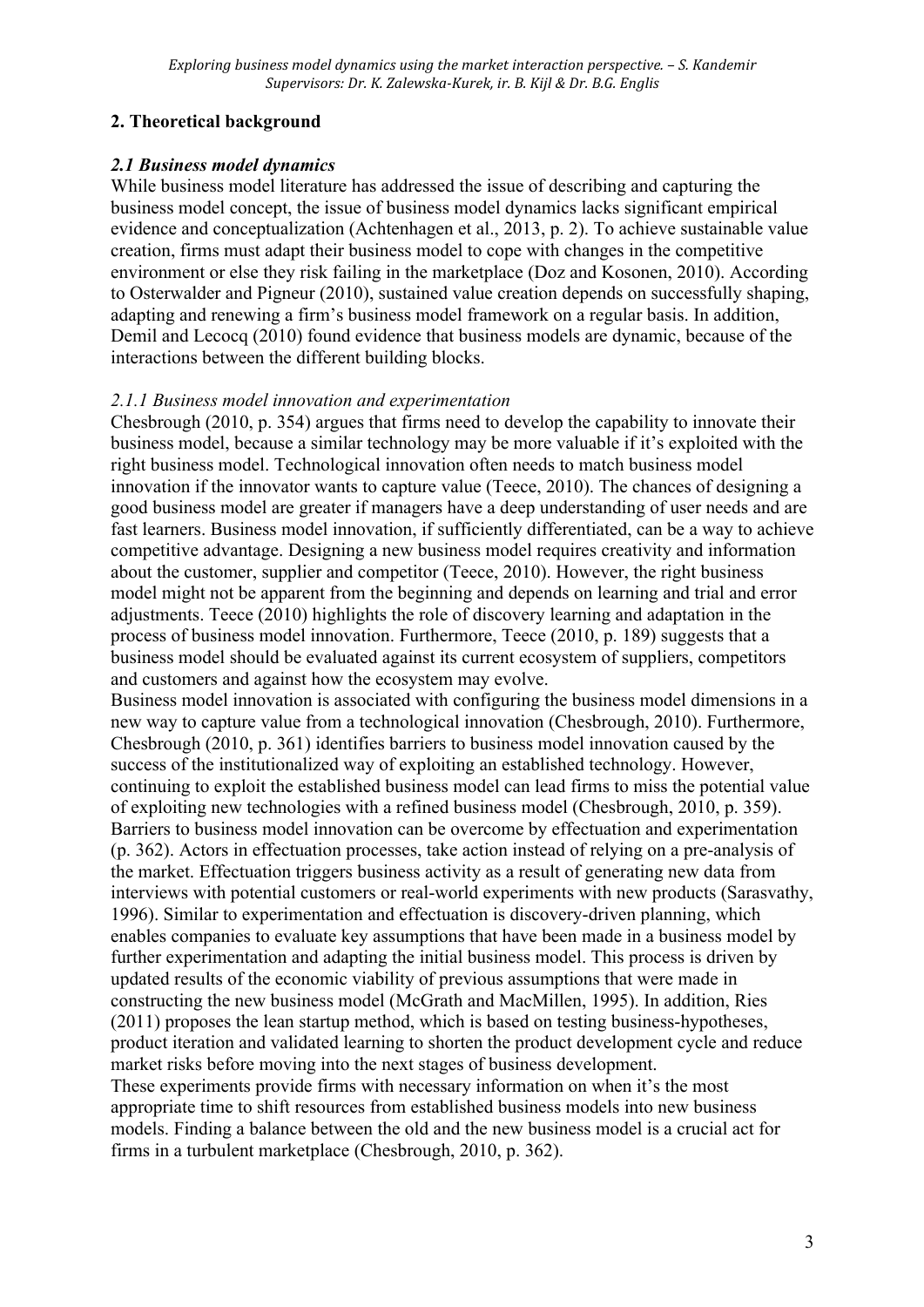## 2. Theoretical background

### *2.1 Business model dynamics*

While business model literature has addressed the issue of describing and capturing the business model concept, the issue of business model dynamics lacks significant empirical evidence and conceptualization (Achtenhagen et al., 2013, p. 2). To achieve sustainable value creation, firms must adapt their business model to cope with changes in the competitive environment or else they risk failing in the marketplace (Doz and Kosonen, 2010). According to Osterwalder and Pigneur (2010), sustained value creation depends on successfully shaping, adapting and renewing a firm's business model framework on a regular basis. In addition, Demil and Lecocq (2010) found evidence that business models are dynamic, because of the interactions between the different building blocks.

#### *2.1.1 Business model innovation and experimentation*

Chesbrough (2010, p. 354) argues that firms need to develop the capability to innovate their business model, because a similar technology may be more valuable if it's exploited with the right business model. Technological innovation often needs to match business model innovation if the innovator wants to capture value (Teece, 2010). The chances of designing a good business model are greater if managers have a deep understanding of user needs and are fast learners. Business model innovation, if sufficiently differentiated, can be a way to achieve competitive advantage. Designing a new business model requires creativity and information about the customer, supplier and competitor (Teece, 2010). However, the right business model might not be apparent from the beginning and depends on learning and trial and error adjustments. Teece (2010) highlights the role of discovery learning and adaptation in the process of business model innovation. Furthermore, Teece (2010, p. 189) suggests that a business model should be evaluated against its current ecosystem of suppliers, competitors and customers and against how the ecosystem may evolve.

Business model innovation is associated with configuring the business model dimensions in a new way to capture value from a technological innovation (Chesbrough, 2010). Furthermore, Chesbrough (2010, p. 361) identifies barriers to business model innovation caused by the success of the institutionalized way of exploiting an established technology. However, continuing to exploit the established business model can lead firms to miss the potential value of exploiting new technologies with a refined business model (Chesbrough, 2010, p. 359). Barriers to business model innovation can be overcome by effectuation and experimentation (p. 362). Actors in effectuation processes, take action instead of relying on a pre-analysis of the market. Effectuation triggers business activity as a result of generating new data from interviews with potential customers or real-world experiments with new products (Sarasvathy, 1996). Similar to experimentation and effectuation is discovery-driven planning, which enables companies to evaluate key assumptions that have been made in a business model by further experimentation and adapting the initial business model. This process is driven by updated results of the economic viability of previous assumptions that were made in constructing the new business model (McGrath and MacMillen, 1995). In addition, Ries (2011) proposes the lean startup method, which is based on testing business-hypotheses, product iteration and validated learning to shorten the product development cycle and reduce market risks before moving into the next stages of business development.

These experiments provide firms with necessary information on when it's the most appropriate time to shift resources from established business models into new business models. Finding a balance between the old and the new business model is a crucial act for firms in a turbulent marketplace (Chesbrough, 2010, p. 362).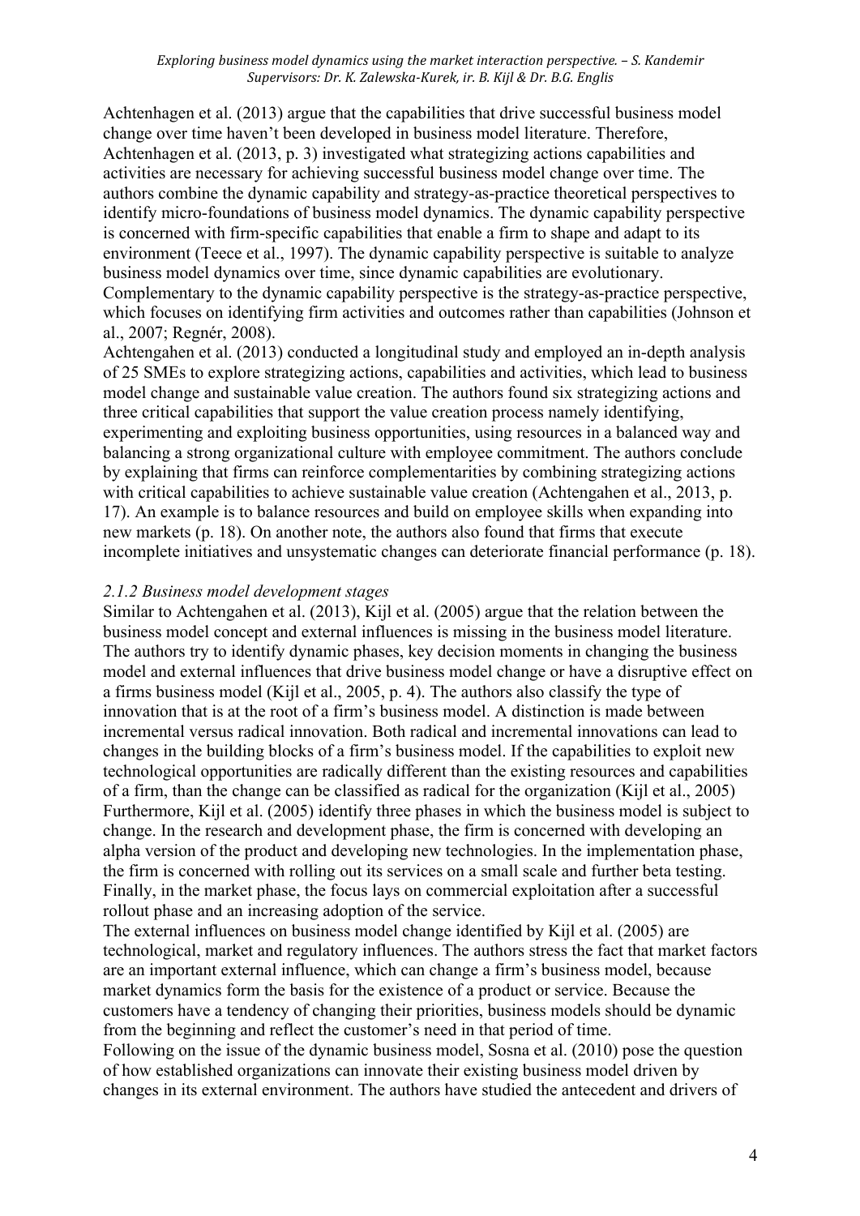Achtenhagen et al. (2013) argue that the capabilities that drive successful business model change over time haven't been developed in business model literature. Therefore, Achtenhagen et al. (2013, p. 3) investigated what strategizing actions capabilities and activities are necessary for achieving successful business model change over time. The authors combine the dynamic capability and strategy-as-practice theoretical perspectives to identify micro-foundations of business model dynamics. The dynamic capability perspective is concerned with firm-specific capabilities that enable a firm to shape and adapt to its environment (Teece et al., 1997). The dynamic capability perspective is suitable to analyze business model dynamics over time, since dynamic capabilities are evolutionary. Complementary to the dynamic capability perspective is the strategy-as-practice perspective, which focuses on identifying firm activities and outcomes rather than capabilities (Johnson et al., 2007; Regnér, 2008).

Achtengahen et al. (2013) conducted a longitudinal study and employed an in-depth analysis of 25 SMEs to explore strategizing actions, capabilities and activities, which lead to business model change and sustainable value creation. The authors found six strategizing actions and three critical capabilities that support the value creation process namely identifying, experimenting and exploiting business opportunities, using resources in a balanced way and balancing a strong organizational culture with employee commitment. The authors conclude by explaining that firms can reinforce complementarities by combining strategizing actions with critical capabilities to achieve sustainable value creation (Achtengahen et al., 2013, p. 17). An example is to balance resources and build on employee skills when expanding into new markets (p. 18). On another note, the authors also found that firms that execute incomplete initiatives and unsystematic changes can deteriorate financial performance (p. 18).

### *2.1.2 Business model development stages*

Similar to Achtengahen et al. (2013), Kijl et al. (2005) argue that the relation between the business model concept and external influences is missing in the business model literature. The authors try to identify dynamic phases, key decision moments in changing the business model and external influences that drive business model change or have a disruptive effect on a firms business model (Kijl et al., 2005, p. 4). The authors also classify the type of innovation that is at the root of a firm's business model. A distinction is made between incremental versus radical innovation. Both radical and incremental innovations can lead to changes in the building blocks of a firm's business model. If the capabilities to exploit new technological opportunities are radically different than the existing resources and capabilities of a firm, than the change can be classified as radical for the organization (Kijl et al., 2005)

Furthermore, Kijl et al. (2005) identify three phases in which the business model is subject to change. In the research and development phase, the firm is concerned with developing an alpha version of the product and developing new technologies. In the implementation phase, the firm is concerned with rolling out its services on a small scale and further beta testing. Finally, in the market phase, the focus lays on commercial exploitation after a successful rollout phase and an increasing adoption of the service.

The external influences on business model change identified by Kijl et al. (2005) are technological, market and regulatory influences. The authors stress the fact that market factors are an important external influence, which can change a firm's business model, because market dynamics form the basis for the existence of a product or service. Because the customers have a tendency of changing their priorities, business models should be dynamic from the beginning and reflect the customer's need in that period of time.

Following on the issue of the dynamic business model, Sosna et al. (2010) pose the question of how established organizations can innovate their existing business model driven by changes in its external environment. The authors have studied the antecedent and drivers of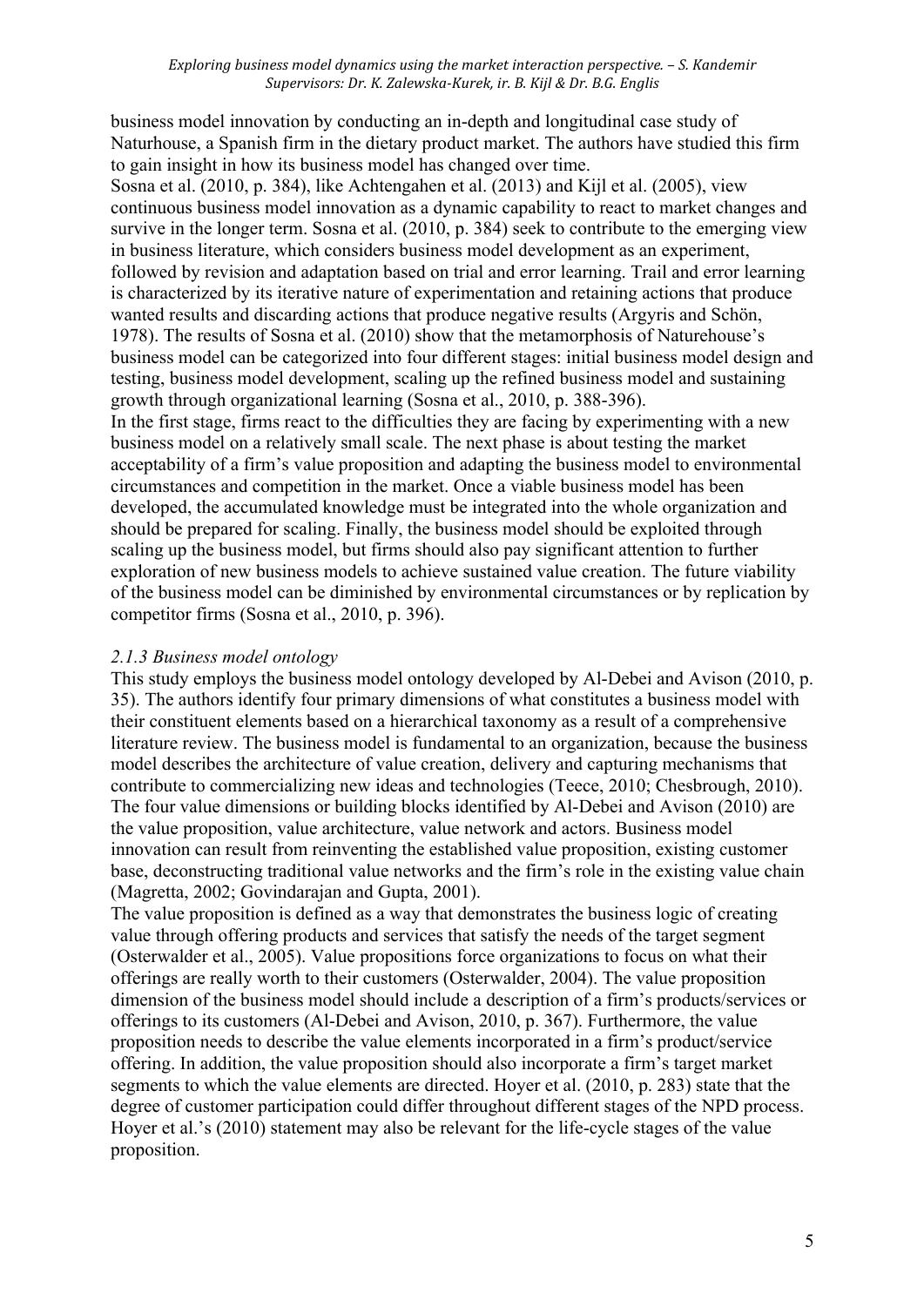business model innovation by conducting an in-depth and longitudinal case study of Naturhouse, a Spanish firm in the dietary product market. The authors have studied this firm to gain insight in how its business model has changed over time.

Sosna et al. (2010, p. 384), like Achtengahen et al. (2013) and Kijl et al. (2005), view continuous business model innovation as a dynamic capability to react to market changes and survive in the longer term. Sosna et al. (2010, p. 384) seek to contribute to the emerging view in business literature, which considers business model development as an experiment, followed by revision and adaptation based on trial and error learning. Trail and error learning is characterized by its iterative nature of experimentation and retaining actions that produce wanted results and discarding actions that produce negative results (Argyris and Schön, 1978). The results of Sosna et al. (2010) show that the metamorphosis of Naturehouse's business model can be categorized into four different stages: initial business model design and testing, business model development, scaling up the refined business model and sustaining growth through organizational learning (Sosna et al., 2010, p. 388-396).

In the first stage, firms react to the difficulties they are facing by experimenting with a new business model on a relatively small scale. The next phase is about testing the market acceptability of a firm's value proposition and adapting the business model to environmental circumstances and competition in the market. Once a viable business model has been developed, the accumulated knowledge must be integrated into the whole organization and should be prepared for scaling. Finally, the business model should be exploited through scaling up the business model, but firms should also pay significant attention to further exploration of new business models to achieve sustained value creation. The future viability of the business model can be diminished by environmental circumstances or by replication by competitor firms (Sosna et al., 2010, p. 396).

### *2.1.3 Business model ontology*

This study employs the business model ontology developed by Al-Debei and Avison (2010, p. 35). The authors identify four primary dimensions of what constitutes a business model with their constituent elements based on a hierarchical taxonomy as a result of a comprehensive literature review. The business model is fundamental to an organization, because the business model describes the architecture of value creation, delivery and capturing mechanisms that contribute to commercializing new ideas and technologies (Teece, 2010; Chesbrough, 2010). The four value dimensions or building blocks identified by Al-Debei and Avison (2010) are the value proposition, value architecture, value network and actors. Business model innovation can result from reinventing the established value proposition, existing customer base, deconstructing traditional value networks and the firm's role in the existing value chain (Magretta, 2002; Govindarajan and Gupta, 2001).

The value proposition is defined as a way that demonstrates the business logic of creating value through offering products and services that satisfy the needs of the target segment (Osterwalder et al., 2005). Value propositions force organizations to focus on what their offerings are really worth to their customers (Osterwalder, 2004). The value proposition dimension of the business model should include a description of a firm's products/services or offerings to its customers (Al-Debei and Avison, 2010, p. 367). Furthermore, the value proposition needs to describe the value elements incorporated in a firm's product/service offering. In addition, the value proposition should also incorporate a firm's target market segments to which the value elements are directed. Hoyer et al. (2010, p. 283) state that the degree of customer participation could differ throughout different stages of the NPD process. Hoyer et al.'s (2010) statement may also be relevant for the life-cycle stages of the value proposition.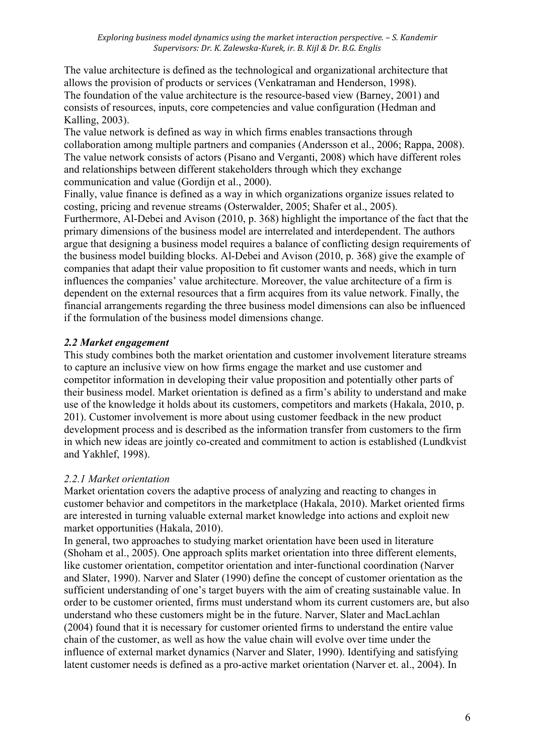The value architecture is defined as the technological and organizational architecture that allows the provision of products or services (Venkatraman and Henderson, 1998).
The foundation of the value architecture is the resource-based view (Barney, 2001) and consists of resources, inputs, core competencies and value configuration (Hedman and Kalling, 2003).
The value network is defined as way in which firms enables transactions through collaboration among multiple partners and companies (Andersson et al., 2006; Rappa, 2008). The value network consists of actors (Pisano and Verganti, 2008) which have different roles and relationships between different stakeholders through which they exchange communication and value (Gordijn et al., 2000).
Finally, value finance is defined as a way in which organizations organize issues related to costing, pricing and revenue streams (Osterwalder, 2005; Shafer et al., 2005).
Furthermore, Al-Debei and Avison (2010, p. 368) highlight the importance of the fact that the primary dimensions of the business model are interrelated and interdependent. The authors argue that designing a business model requires a balance of conflicting design requirements of the business model building blocks. Al-Debei and Avison (2010, p. 368) give the example of companies that adapt their value proposition to fit customer wants and needs, which in turn influences the companies' value architecture. Moreover, the value architecture of a firm is dependent on the external resources that a firm acquires from its value network. Finally, the financial arrangements regarding the three business model dimensions can also be influenced if the formulation of the business model dimensions change.

### *2.2 Market engagement*

This study combines both the market orientation and customer involvement literature streams to capture an inclusive view on how firms engage the market and use customer and competitor information in developing their value proposition and potentially other parts of their business model. Market orientation is defined as a firm's ability to understand and make use of the knowledge it holds about its customers, competitors and markets (Hakala, 2010, p. 201). Customer involvement is more about using customer feedback in the new product development process and is described as the information transfer from customers to the firm in which new ideas are jointly co-created and commitment to action is established (Lundkvist and Yakhlef, 1998).

#### *2.2.1 Market orientation*

Market orientation covers the adaptive process of analyzing and reacting to changes in customer behavior and competitors in the marketplace (Hakala, 2010). Market oriented firms are interested in turning valuable external market knowledge into actions and exploit new market opportunities (Hakala, 2010).
In general, two approaches to studying market orientation have been used in literature (Shoham et al., 2005). One approach splits market orientation into three different elements, like customer orientation, competitor orientation and inter-functional coordination (Narver and Slater, 1990). Narver and Slater (1990) define the concept of customer orientation as the sufficient understanding of one's target buyers with the aim of creating sustainable value. In order to be customer oriented, firms must understand whom its current customers are, but also understand who these customers might be in the future. Narver, Slater and MacLachlan (2004) found that it is necessary for customer oriented firms to understand the entire value chain of the customer, as well as how the value chain will evolve over time under the influence of external market dynamics (Narver and Slater, 1990). Identifying and satisfying latent customer needs is defined as a pro-active market orientation (Narver et. al., 2004). In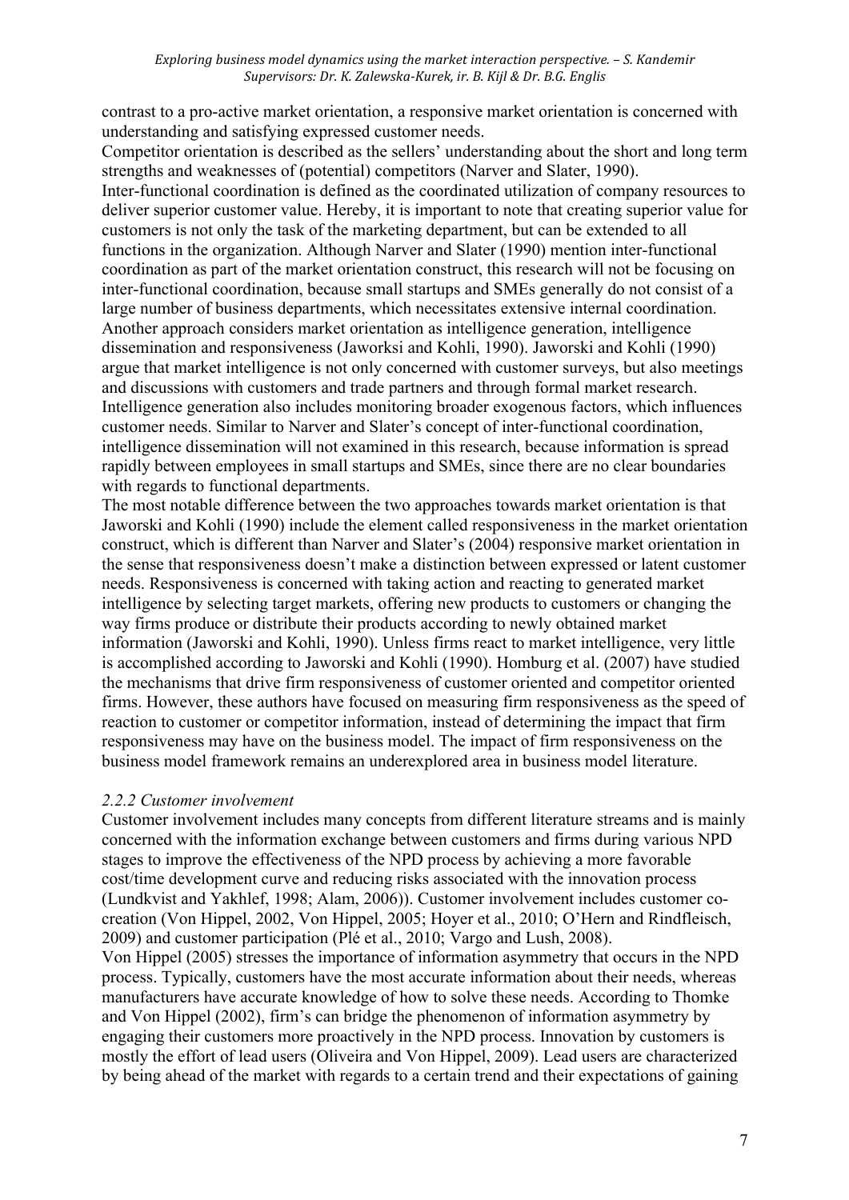contrast to a pro-active market orientation, a responsive market orientation is concerned with understanding and satisfying expressed customer needs.

Competitor orientation is described as the sellers' understanding about the short and long term strengths and weaknesses of (potential) competitors (Narver and Slater, 1990).

Inter-functional coordination is defined as the coordinated utilization of company resources to deliver superior customer value. Hereby, it is important to note that creating superior value for customers is not only the task of the marketing department, but can be extended to all functions in the organization. Although Narver and Slater (1990) mention inter-functional coordination as part of the market orientation construct, this research will not be focusing on inter-functional coordination, because small startups and SMEs generally do not consist of a large number of business departments, which necessitates extensive internal coordination.

Another approach considers market orientation as intelligence generation, intelligence dissemination and responsiveness (Jaworksi and Kohli, 1990). Jaworski and Kohli (1990) argue that market intelligence is not only concerned with customer surveys, but also meetings and discussions with customers and trade partners and through formal market research. Intelligence generation also includes monitoring broader exogenous factors, which influences customer needs. Similar to Narver and Slater's concept of inter-functional coordination, intelligence dissemination will not examined in this research, because information is spread rapidly between employees in small startups and SMEs, since there are no clear boundaries with regards to functional departments.

The most notable difference between the two approaches towards market orientation is that Jaworski and Kohli (1990) include the element called responsiveness in the market orientation construct, which is different than Narver and Slater's (2004) responsive market orientation in the sense that responsiveness doesn't make a distinction between expressed or latent customer needs. Responsiveness is concerned with taking action and reacting to generated market intelligence by selecting target markets, offering new products to customers or changing the way firms produce or distribute their products according to newly obtained market information (Jaworski and Kohli, 1990). Unless firms react to market intelligence, very little is accomplished according to Jaworski and Kohli (1990). Homburg et al. (2007) have studied the mechanisms that drive firm responsiveness of customer oriented and competitor oriented firms. However, these authors have focused on measuring firm responsiveness as the speed of reaction to customer or competitor information, instead of determining the impact that firm responsiveness may have on the business model. The impact of firm responsiveness on the business model framework remains an underexplored area in business model literature.

### *2.2.2 Customer involvement*

Customer involvement includes many concepts from different literature streams and is mainly concerned with the information exchange between customers and firms during various NPD stages to improve the effectiveness of the NPD process by achieving a more favorable cost/time development curve and reducing risks associated with the innovation process (Lundkvist and Yakhlef, 1998; Alam, 2006)). Customer involvement includes customer co-creation (Von Hippel, 2002, Von Hippel, 2005; Hoyer et al., 2010; O'Hern and Rindfleisch, 2009) and customer participation (Plé et al., 2010; Vargo and Lush, 2008).

Von Hippel (2005) stresses the importance of information asymmetry that occurs in the NPD process. Typically, customers have the most accurate information about their needs, whereas manufacturers have accurate knowledge of how to solve these needs. According to Thomke and Von Hippel (2002), firm's can bridge the phenomenon of information asymmetry by engaging their customers more proactively in the NPD process. Innovation by customers is mostly the effort of lead users (Oliveira and Von Hippel, 2009). Lead users are characterized by being ahead of the market with regards to a certain trend and their expectations of gaining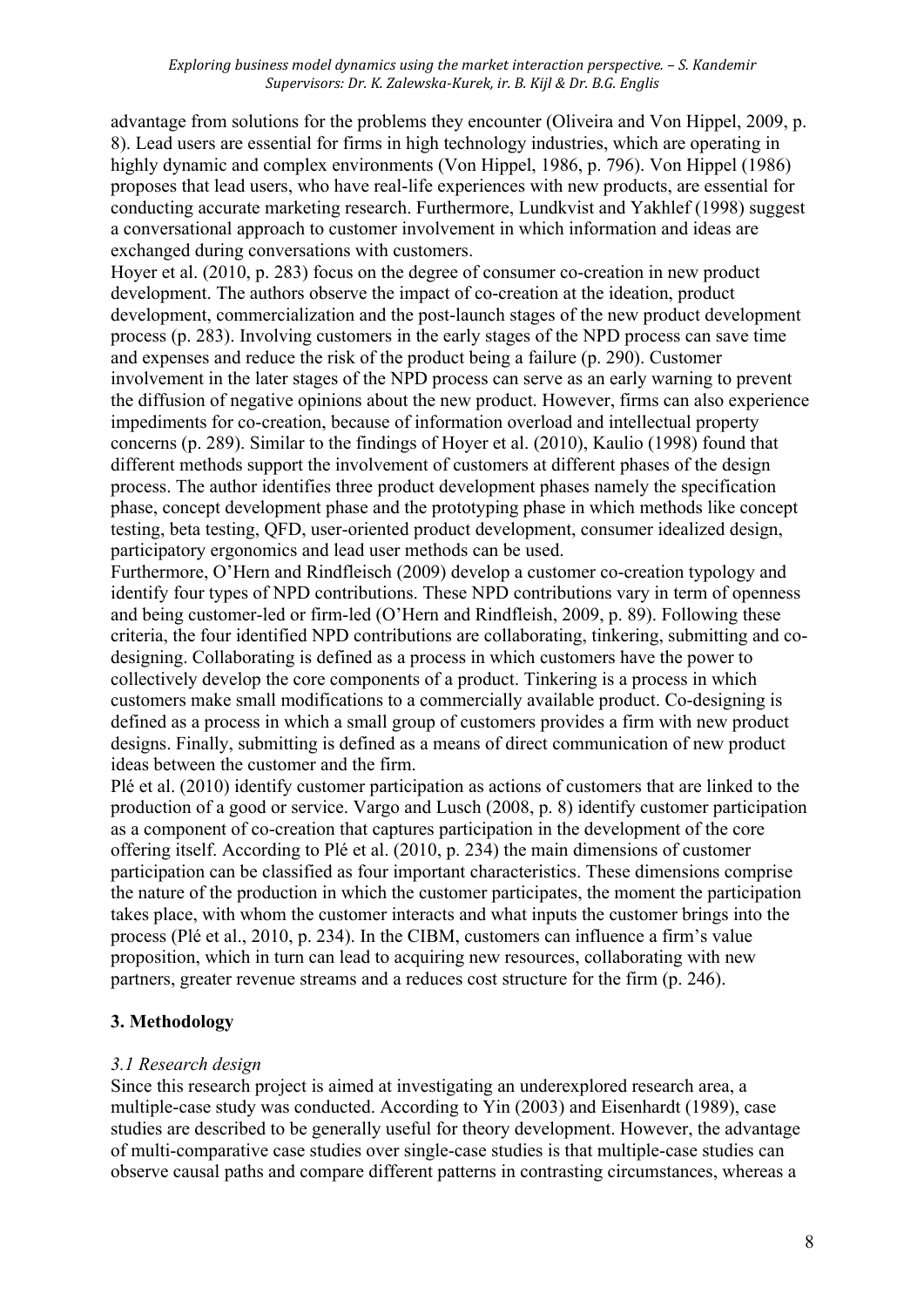advantage from solutions for the problems they encounter (Oliveira and Von Hippel, 2009, p. 8). Lead users are essential for firms in high technology industries, which are operating in highly dynamic and complex environments (Von Hippel, 1986, p. 796). Von Hippel (1986) proposes that lead users, who have real-life experiences with new products, are essential for conducting accurate marketing research. Furthermore, Lundkvist and Yakhlef (1998) suggest a conversational approach to customer involvement in which information and ideas are exchanged during conversations with customers.

Hoyer et al. (2010, p. 283) focus on the degree of consumer co-creation in new product development. The authors observe the impact of co-creation at the ideation, product development, commercialization and the post-launch stages of the new product development process (p. 283). Involving customers in the early stages of the NPD process can save time and expenses and reduce the risk of the product being a failure (p. 290). Customer involvement in the later stages of the NPD process can serve as an early warning to prevent the diffusion of negative opinions about the new product. However, firms can also experience impediments for co-creation, because of information overload and intellectual property concerns (p. 289). Similar to the findings of Hoyer et al. (2010), Kaulio (1998) found that different methods support the involvement of customers at different phases of the design process. The author identifies three product development phases namely the specification phase, concept development phase and the prototyping phase in which methods like concept testing, beta testing, QFD, user-oriented product development, consumer idealized design, participatory ergonomics and lead user methods can be used.

Furthermore, O'Hern and Rindfleisch (2009) develop a customer co-creation typology and identify four types of NPD contributions. These NPD contributions vary in term of openness and being customer-led or firm-led (O'Hern and Rindfleish, 2009, p. 89). Following these criteria, the four identified NPD contributions are collaborating, tinkering, submitting and co-designing. Collaborating is defined as a process in which customers have the power to collectively develop the core components of a product. Tinkering is a process in which customers make small modifications to a commercially available product. Co-designing is defined as a process in which a small group of customers provides a firm with new product designs. Finally, submitting is defined as a means of direct communication of new product ideas between the customer and the firm.

Plé et al. (2010) identify customer participation as actions of customers that are linked to the production of a good or service. Vargo and Lusch (2008, p. 8) identify customer participation as a component of co-creation that captures participation in the development of the core offering itself. According to Plé et al. (2010, p. 234) the main dimensions of customer participation can be classified as four important characteristics. These dimensions comprise the nature of the production in which the customer participates, the moment the participation takes place, with whom the customer interacts and what inputs the customer brings into the process (Plé et al., 2010, p. 234). In the CIBM, customers can influence a firm's value proposition, which in turn can lead to acquiring new resources, collaborating with new partners, greater revenue streams and a reduces cost structure for the firm (p. 246).

## 3. Methodology

### *3.1 Research design*

Since this research project is aimed at investigating an underexplored research area, a multiple-case study was conducted. According to Yin (2003) and Eisenhardt (1989), case studies are described to be generally useful for theory development. However, the advantage of multi-comparative case studies over single-case studies is that multiple-case studies can observe causal paths and compare different patterns in contrasting circumstances, whereas a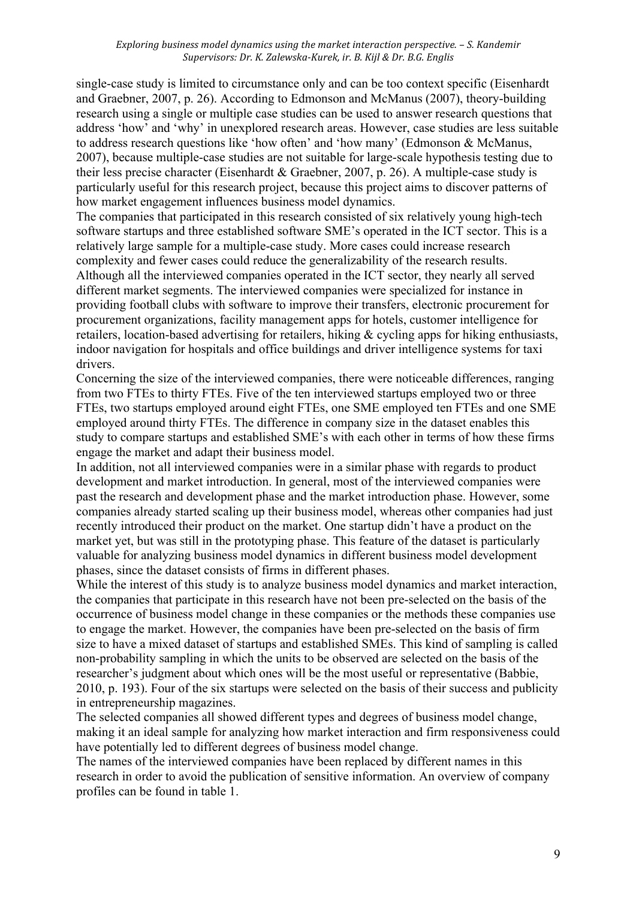single-case study is limited to circumstance only and can be too context specific (Eisenhardt and Graebner, 2007, p. 26). According to Edmonson and McManus (2007), theory-building research using a single or multiple case studies can be used to answer research questions that address 'how' and 'why' in unexplored research areas. However, case studies are less suitable to address research questions like 'how often' and 'how many' (Edmonson & McManus, 2007), because multiple-case studies are not suitable for large-scale hypothesis testing due to their less precise character (Eisenhardt & Graebner, 2007, p. 26). A multiple-case study is particularly useful for this research project, because this project aims to discover patterns of how market engagement influences business model dynamics.

The companies that participated in this research consisted of six relatively young high-tech software startups and three established software SME's operated in the ICT sector. This is a relatively large sample for a multiple-case study. More cases could increase research complexity and fewer cases could reduce the generalizability of the research results. Although all the interviewed companies operated in the ICT sector, they nearly all served different market segments. The interviewed companies were specialized for instance in providing football clubs with software to improve their transfers, electronic procurement for procurement organizations, facility management apps for hotels, customer intelligence for retailers, location-based advertising for retailers, hiking & cycling apps for hiking enthusiasts, indoor navigation for hospitals and office buildings and driver intelligence systems for taxi drivers.

Concerning the size of the interviewed companies, there were noticeable differences, ranging from two FTEs to thirty FTEs. Five of the ten interviewed startups employed two or three FTEs, two startups employed around eight FTEs, one SME employed ten FTEs and one SME employed around thirty FTEs. The difference in company size in the dataset enables this study to compare startups and established SME's with each other in terms of how these firms engage the market and adapt their business model.

In addition, not all interviewed companies were in a similar phase with regards to product development and market introduction. In general, most of the interviewed companies were past the research and development phase and the market introduction phase. However, some companies already started scaling up their business model, whereas other companies had just recently introduced their product on the market. One startup didn't have a product on the market yet, but was still in the prototyping phase. This feature of the dataset is particularly valuable for analyzing business model dynamics in different business model development phases, since the dataset consists of firms in different phases.

While the interest of this study is to analyze business model dynamics and market interaction, the companies that participate in this research have not been pre-selected on the basis of the occurrence of business model change in these companies or the methods these companies use to engage the market. However, the companies have been pre-selected on the basis of firm size to have a mixed dataset of startups and established SMEs. This kind of sampling is called non-probability sampling in which the units to be observed are selected on the basis of the researcher's judgment about which ones will be the most useful or representative (Babbie, 2010, p. 193). Four of the six startups were selected on the basis of their success and publicity in entrepreneurship magazines.

The selected companies all showed different types and degrees of business model change, making it an ideal sample for analyzing how market interaction and firm responsiveness could have potentially led to different degrees of business model change.

The names of the interviewed companies have been replaced by different names in this research in order to avoid the publication of sensitive information. An overview of company profiles can be found in table 1.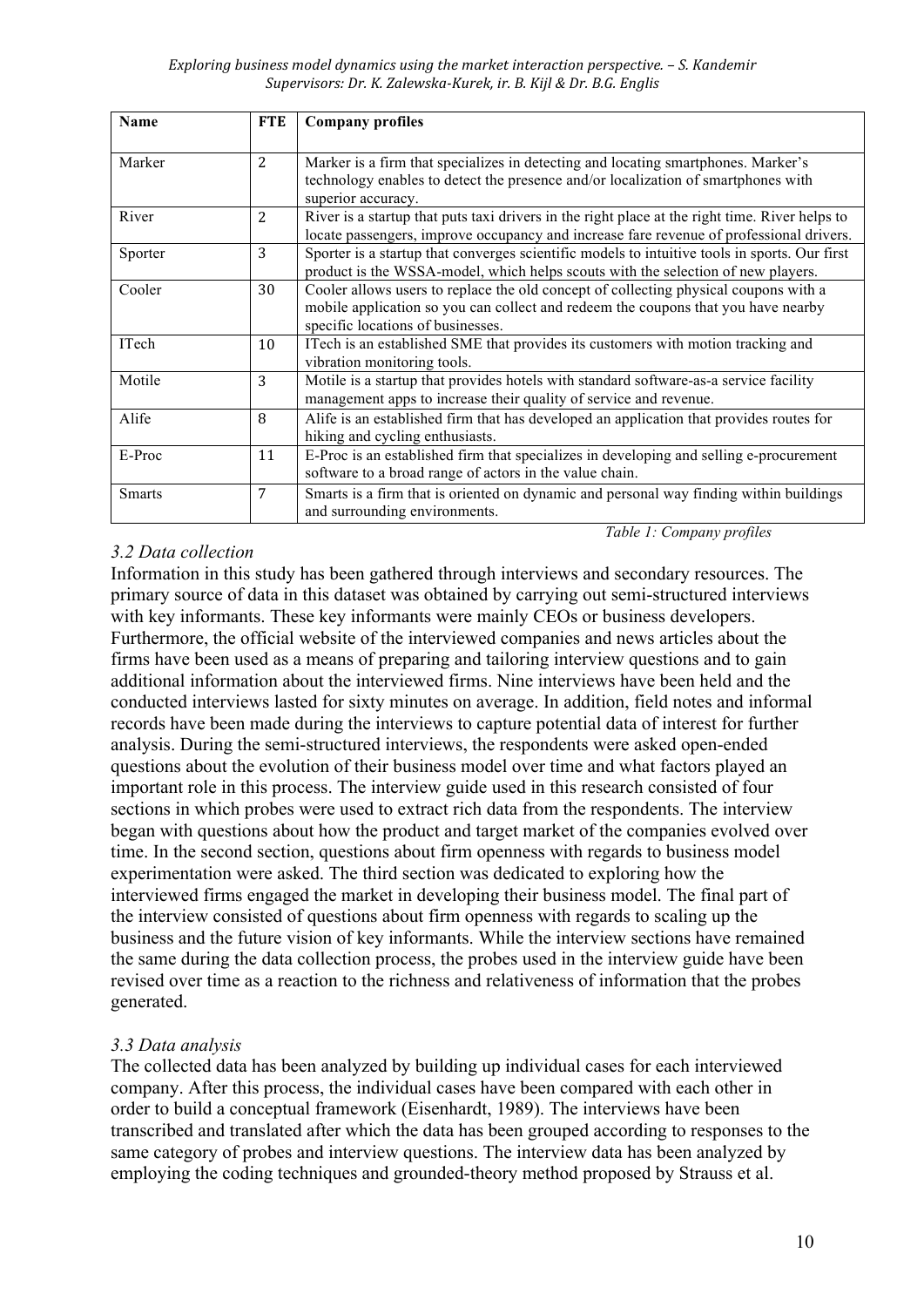| Name | FTE | Company profiles |
|---|---|---|
| Marker | 2 | Marker is a firm that specializes in detecting and locating smartphones. Marker's technology enables to detect the presence and/or localization of smartphones with superior accuracy. |
| River | 2 | River is a startup that puts taxi drivers in the right place at the right time. River helps to locate passengers, improve occupancy and increase fare revenue of professional drivers. |
| Sporter | 3 | Sporter is a startup that converges scientific models to intuitive tools in sports. Our first product is the WSSA-model, which helps scouts with the selection of new players. |
| Cooler | 30 | Cooler allows users to replace the old concept of collecting physical coupons with a mobile application so you can collect and redeem the coupons that you have nearby specific locations of businesses. |
| ITech | 10 | ITech is an established SME that provides its customers with motion tracking and vibration monitoring tools. |
| Motile | 3 | Motile is a startup that provides hotels with standard software-as-a service facility management apps to increase their quality of service and revenue. |
| Alife | 8 | Alife is an established firm that has developed an application that provides routes for hiking and cycling enthusiasts. |
| E-Proc | 11 | E-Proc is an established firm that specializes in developing and selling e-procurement software to a broad range of actors in the value chain. |
| Smarts | 7 | Smarts is a firm that is oriented on dynamic and personal way finding within buildings and surrounding environments. |

*Table 1: Company profiles*

### *3.2 Data collection*

Information in this study has been gathered through interviews and secondary resources. The primary source of data in this dataset was obtained by carrying out semi-structured interviews with key informants. These key informants were mainly CEOs or business developers. Furthermore, the official website of the interviewed companies and news articles about the firms have been used as a means of preparing and tailoring interview questions and to gain additional information about the interviewed firms. Nine interviews have been held and the conducted interviews lasted for sixty minutes on average. In addition, field notes and informal records have been made during the interviews to capture potential data of interest for further analysis. During the semi-structured interviews, the respondents were asked open-ended questions about the evolution of their business model over time and what factors played an important role in this process. The interview guide used in this research consisted of four sections in which probes were used to extract rich data from the respondents. The interview began with questions about how the product and target market of the companies evolved over time. In the second section, questions about firm openness with regards to business model experimentation were asked. The third section was dedicated to exploring how the interviewed firms engaged the market in developing their business model. The final part of the interview consisted of questions about firm openness with regards to scaling up the business and the future vision of key informants. While the interview sections have remained the same during the data collection process, the probes used in the interview guide have been revised over time as a reaction to the richness and relativeness of information that the probes generated.

### *3.3 Data analysis*

The collected data has been analyzed by building up individual cases for each interviewed company. After this process, the individual cases have been compared with each other in order to build a conceptual framework (Eisenhardt, 1989). The interviews have been transcribed and translated after which the data has been grouped according to responses to the same category of probes and interview questions. The interview data has been analyzed by employing the coding techniques and grounded-theory method proposed by Strauss et al.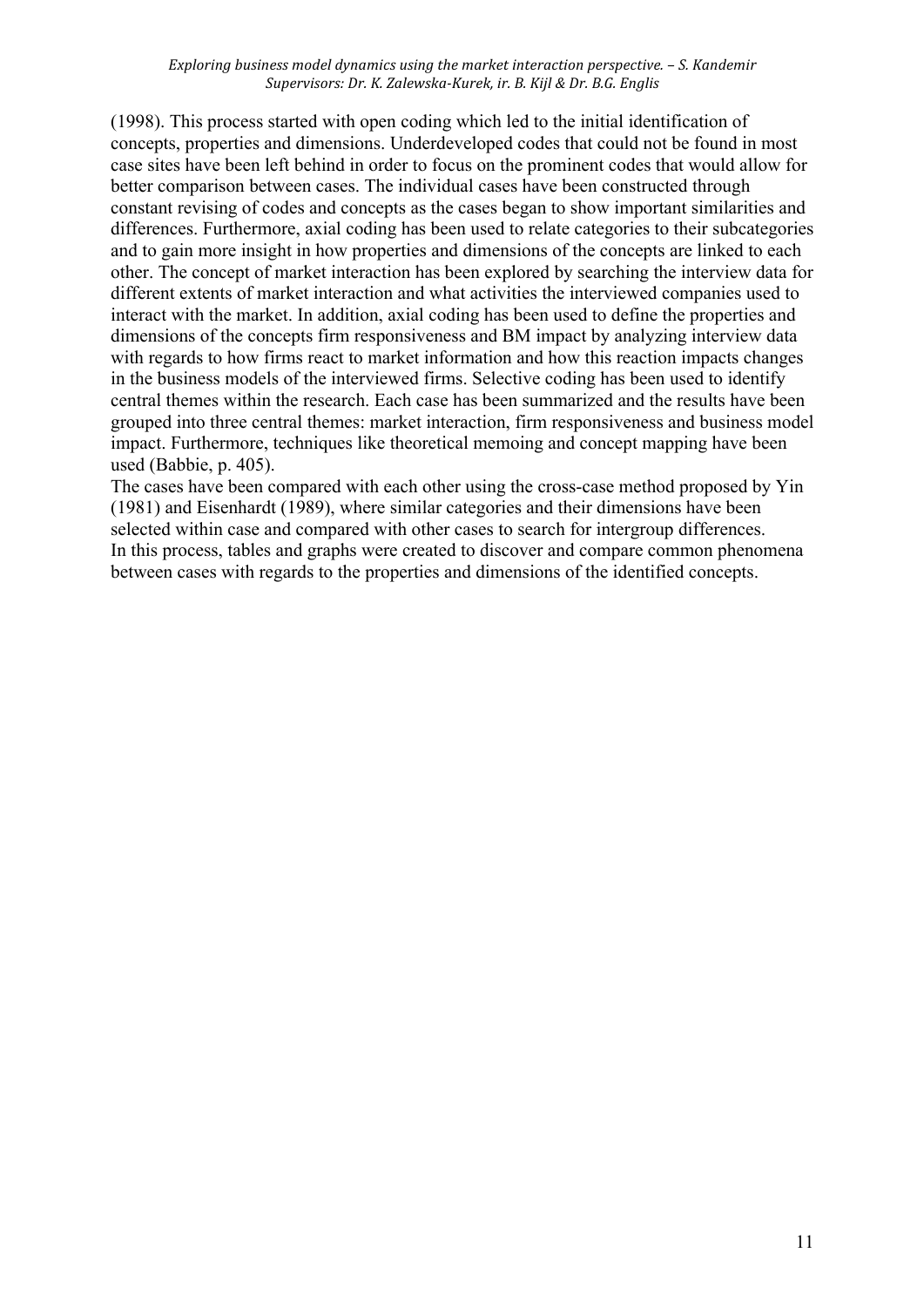(1998). This process started with open coding which led to the initial identification of concepts, properties and dimensions. Underdeveloped codes that could not be found in most case sites have been left behind in order to focus on the prominent codes that would allow for better comparison between cases. The individual cases have been constructed through constant revising of codes and concepts as the cases began to show important similarities and differences. Furthermore, axial coding has been used to relate categories to their subcategories and to gain more insight in how properties and dimensions of the concepts are linked to each other. The concept of market interaction has been explored by searching the interview data for different extents of market interaction and what activities the interviewed companies used to interact with the market. In addition, axial coding has been used to define the properties and dimensions of the concepts firm responsiveness and BM impact by analyzing interview data with regards to how firms react to market information and how this reaction impacts changes in the business models of the interviewed firms. Selective coding has been used to identify central themes within the research. Each case has been summarized and the results have been grouped into three central themes: market interaction, firm responsiveness and business model impact. Furthermore, techniques like theoretical memoing and concept mapping have been used (Babbie, p. 405).

The cases have been compared with each other using the cross-case method proposed by Yin (1981) and Eisenhardt (1989), where similar categories and their dimensions have been selected within case and compared with other cases to search for intergroup differences.
In this process, tables and graphs were created to discover and compare common phenomena between cases with regards to the properties and dimensions of the identified concepts.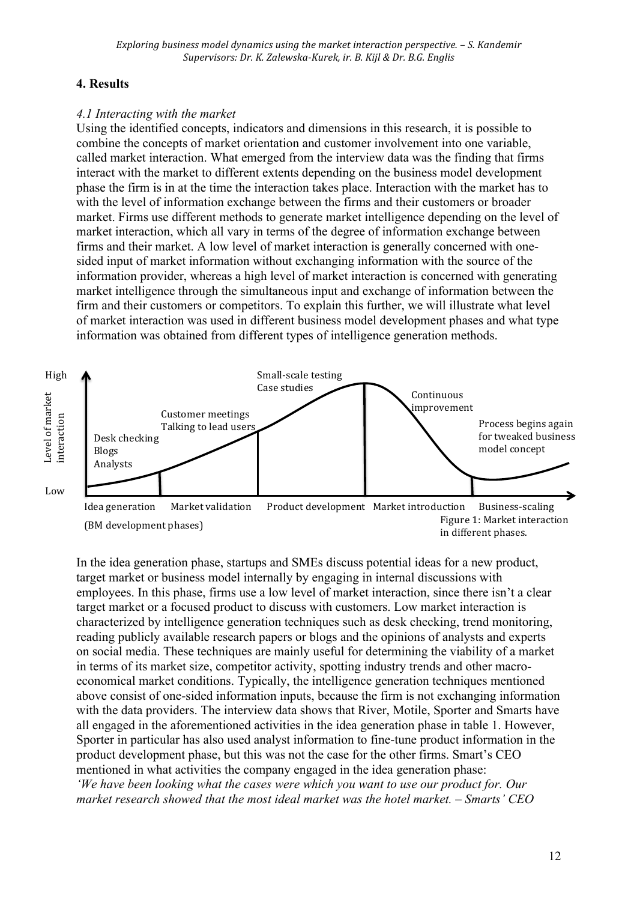## 4. Results

### *4.1 Interacting with the market*

Using the identified concepts, indicators and dimensions in this research, it is possible to combine the concepts of market orientation and customer involvement into one variable, called market interaction. What emerged from the interview data was the finding that firms interact with the market to different extents depending on the business model development phase the firm is in at the time the interaction takes place. Interaction with the market has to with the level of information exchange between the firms and their customers or broader market. Firms use different methods to generate market intelligence depending on the level of market interaction, which all vary in terms of the degree of information exchange between firms and their market. A low level of market interaction is generally concerned with one-sided input of market information without exchanging information with the source of the information provider, whereas a high level of market interaction is concerned with generating market intelligence through the simultaneous input and exchange of information between the firm and their customers or competitors. To explain this further, we will illustrate what level of market interaction was used in different business model development phases and what type information was obtained from different types of intelligence generation methods.

Figure 1: Market interaction in different phases.

In the idea generation phase, startups and SMEs discuss potential ideas for a new product, target market or business model internally by engaging in internal discussions with employees. In this phase, firms use a low level of market interaction, since there isn't a clear target market or a focused product to discuss with customers. Low market interaction is characterized by intelligence generation techniques such as desk checking, trend monitoring, reading publicly available research papers or blogs and the opinions of analysts and experts on social media. These techniques are mainly useful for determining the viability of a market in terms of its market size, competitor activity, spotting industry trends and other macro-economical market conditions. Typically, the intelligence generation techniques mentioned above consist of one-sided information inputs, because the firm is not exchanging information with the data providers. The interview data shows that River, Motile, Sporter and Smarts have all engaged in the aforementioned activities in the idea generation phase in table 1. However, Sporter in particular has also used analyst information to fine-tune product information in the product development phase, but this was not the case for the other firms. Smart's CEO mentioned in what activities the company engaged in the idea generation phase:

*'We have been looking what the cases were which you want to use our product for. Our market research showed that the most ideal market was the hotel market. – Smarts' CEO*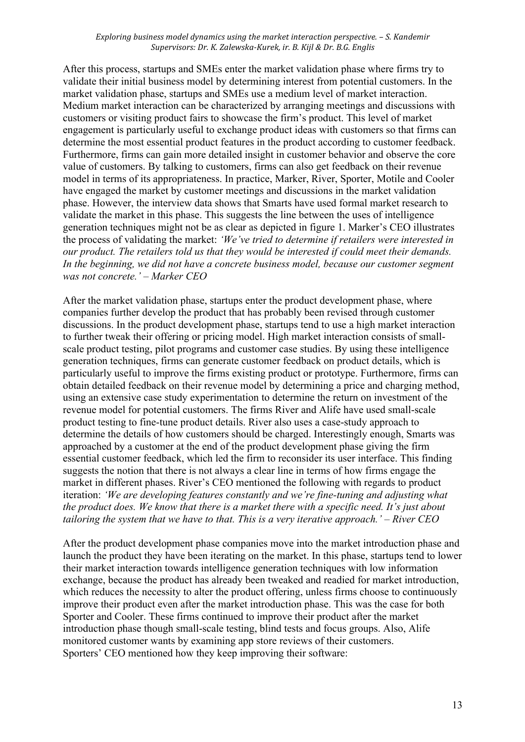After this process, startups and SMEs enter the market validation phase where firms try to validate their initial business model by determining interest from potential customers. In the market validation phase, startups and SMEs use a medium level of market interaction. Medium market interaction can be characterized by arranging meetings and discussions with customers or visiting product fairs to showcase the firm's product. This level of market engagement is particularly useful to exchange product ideas with customers so that firms can determine the most essential product features in the product according to customer feedback. Furthermore, firms can gain more detailed insight in customer behavior and observe the core value of customers. By talking to customers, firms can also get feedback on their revenue model in terms of its appropriateness. In practice, Marker, River, Sporter, Motile and Cooler have engaged the market by customer meetings and discussions in the market validation phase. However, the interview data shows that Smarts have used formal market research to validate the market in this phase. This suggests the line between the uses of intelligence generation techniques might not be as clear as depicted in figure 1. Marker's CEO illustrates the process of validating the market: *'We've tried to determine if retailers were interested in our product. The retailers told us that they would be interested if could meet their demands. In the beginning, we did not have a concrete business model, because our customer segment was not concrete.' – Marker CEO*

After the market validation phase, startups enter the product development phase, where companies further develop the product that has probably been revised through customer discussions. In the product development phase, startups tend to use a high market interaction to further tweak their offering or pricing model. High market interaction consists of small-scale product testing, pilot programs and customer case studies. By using these intelligence generation techniques, firms can generate customer feedback on product details, which is particularly useful to improve the firms existing product or prototype. Furthermore, firms can obtain detailed feedback on their revenue model by determining a price and charging method, using an extensive case study experimentation to determine the return on investment of the revenue model for potential customers. The firms River and Alife have used small-scale product testing to fine-tune product details. River also uses a case-study approach to determine the details of how customers should be charged. Interestingly enough, Smarts was approached by a customer at the end of the product development phase giving the firm essential customer feedback, which led the firm to reconsider its user interface. This finding suggests the notion that there is not always a clear line in terms of how firms engage the market in different phases. River's CEO mentioned the following with regards to product iteration: *'We are developing features constantly and we're fine-tuning and adjusting what the product does. We know that there is a market there with a specific need. It's just about tailoring the system that we have to that. This is a very iterative approach.' – River CEO*

After the product development phase companies move into the market introduction phase and launch the product they have been iterating on the market. In this phase, startups tend to lower their market interaction towards intelligence generation techniques with low information exchange, because the product has already been tweaked and readied for market introduction, which reduces the necessity to alter the product offering, unless firms choose to continuously improve their product even after the market introduction phase. This was the case for both Sporter and Cooler. These firms continued to improve their product after the market introduction phase though small-scale testing, blind tests and focus groups. Also, Alife monitored customer wants by examining app store reviews of their customers. Sporters' CEO mentioned how they keep improving their software: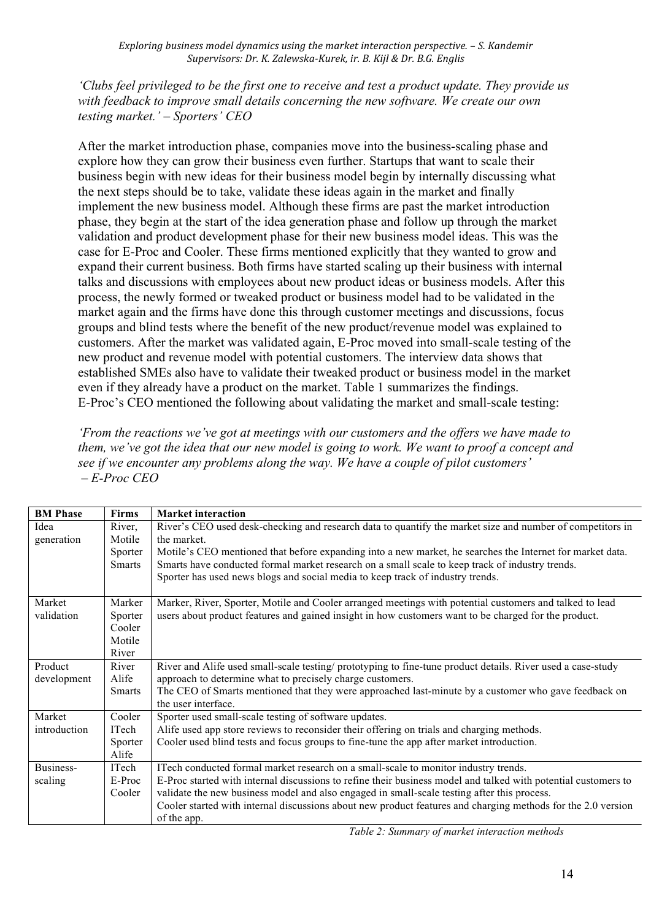*'Clubs feel privileged to be the first one to receive and test a product update. They provide us with feedback to improve small details concerning the new software. We create our own testing market.' – Sporters' CEO*

After the market introduction phase, companies move into the business-scaling phase and explore how they can grow their business even further. Startups that want to scale their business begin with new ideas for their business model begin by internally discussing what the next steps should be to take, validate these ideas again in the market and finally implement the new business model. Although these firms are past the market introduction phase, they begin at the start of the idea generation phase and follow up through the market validation and product development phase for their new business model ideas. This was the case for E-Proc and Cooler. These firms mentioned explicitly that they wanted to grow and expand their current business. Both firms have started scaling up their business with internal talks and discussions with employees about new product ideas or business models. After this process, the newly formed or tweaked product or business model had to be validated in the market again and the firms have done this through customer meetings and discussions, focus groups and blind tests where the benefit of the new product/revenue model was explained to customers. After the market was validated again, E-Proc moved into small-scale testing of the new product and revenue model with potential customers. The interview data shows that established SMEs also have to validate their tweaked product or business model in the market even if they already have a product on the market. Table 1 summarizes the findings.
E-Proc's CEO mentioned the following about validating the market and small-scale testing:

*'From the reactions we've got at meetings with our customers and the offers we have made to them, we've got the idea that our new model is going to work. We want to proof a concept and see if we encounter any problems along the way. We have a couple of pilot customers' – E-Proc CEO*

| BM Phase | Firms | Market interaction |
|---|---|---|
| Idea generation | River, Motile Sporter Smarts | River's CEO used desk-checking and research data to quantify the market size and number of competitors in the market.<br>Motile's CEO mentioned that before expanding into a new market, he searches the Internet for market data.<br>Smarts have conducted formal market research on a small scale to keep track of industry trends.<br>Sporter has used news blogs and social media to keep track of industry trends. |
| Market validation | Marker Sporter Cooler Motile River | Marker, River, Sporter, Motile and Cooler arranged meetings with potential customers and talked to lead users about product features and gained insight in how customers want to be charged for the product. |
| Product development | River Alife Smarts | River and Alife used small-scale testing/ prototyping to fine-tune product details. River used a case-study approach to determine what to precisely charge customers.<br>The CEO of Smarts mentioned that they were approached last-minute by a customer who gave feedback on the user interface. |
| Market introduction | Cooler ITech Sporter Alife | Sporter used small-scale testing of software updates.<br>Alife used app store reviews to reconsider their offering on trials and charging methods.<br>Cooler used blind tests and focus groups to fine-tune the app after market introduction. |
| Business-scaling | ITech E-Proc Cooler | ITech conducted formal market research on a small-scale to monitor industry trends.<br>E-Proc started with internal discussions to refine their business model and talked with potential customers to validate the new business model and also engaged in small-scale testing after this process.<br>Cooler started with internal discussions about new product features and charging methods for the 2.0 version of the app. |

*Table 2: Summary of market interaction methods*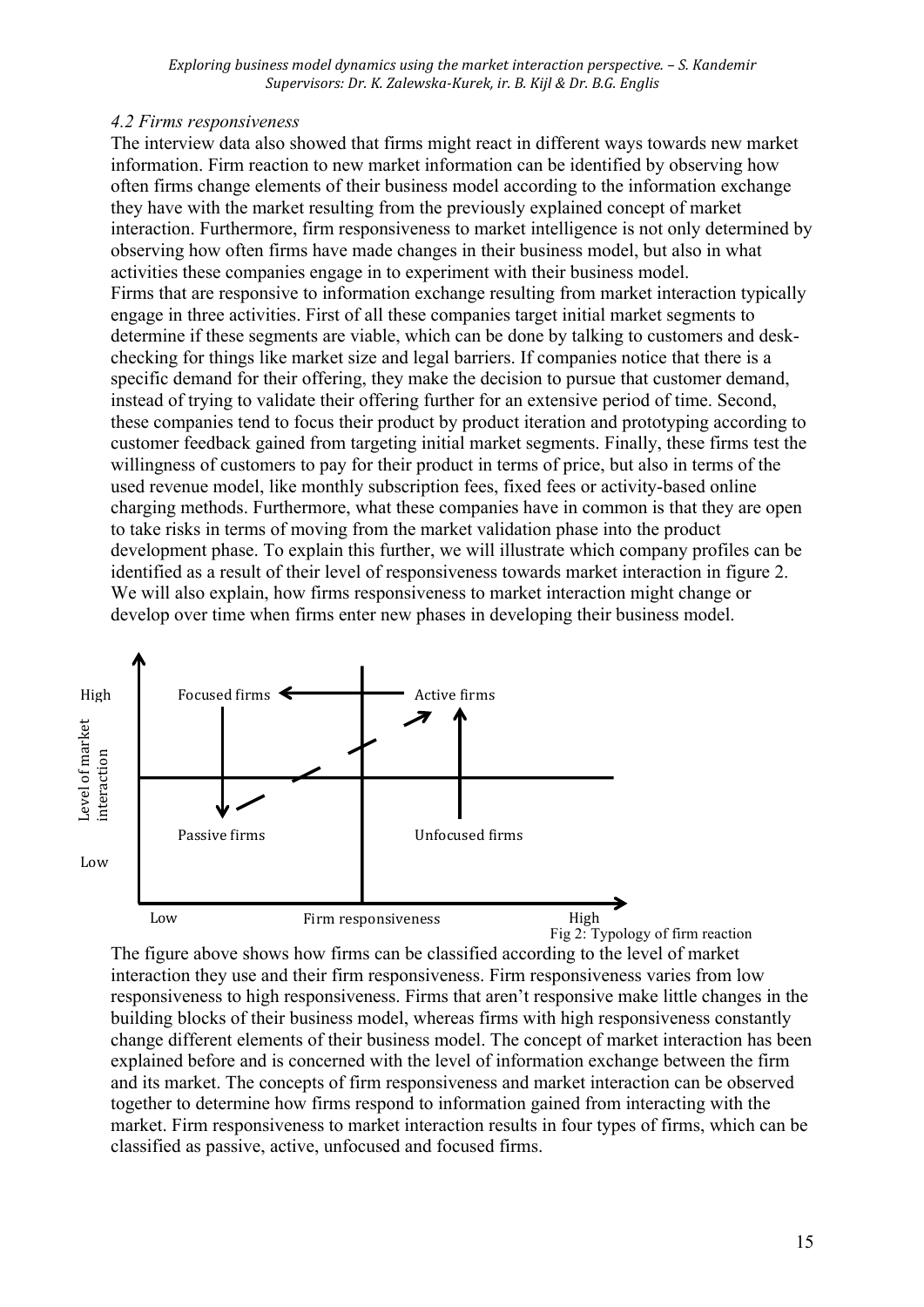### 4.2 Firms responsiveness

The interview data also showed that firms might react in different ways towards new market information. Firm reaction to new market information can be identified by observing how often firms change elements of their business model according to the information exchange they have with the market resulting from the previously explained concept of market interaction. Furthermore, firm responsiveness to market intelligence is not only determined by observing how often firms have made changes in their business model, but also in what activities these companies engage in to experiment with their business model.

Firms that are responsive to information exchange resulting from market interaction typically engage in three activities. First of all these companies target initial market segments to determine if these segments are viable, which can be done by talking to customers and desk-checking for things like market size and legal barriers. If companies notice that there is a specific demand for their offering, they make the decision to pursue that customer demand, instead of trying to validate their offering further for an extensive period of time. Second, these companies tend to focus their product by product iteration and prototyping according to customer feedback gained from targeting initial market segments. Finally, these firms test the willingness of customers to pay for their product in terms of price, but also in terms of the used revenue model, like monthly subscription fees, fixed fees or activity-based online charging methods. Furthermore, what these companies have in common is that they are open to take risks in terms of moving from the market validation phase into the product development phase. To explain this further, we will illustrate which company profiles can be identified as a result of their level of responsiveness towards market interaction in figure 2. We will also explain, how firms responsiveness to market interaction might change or develop over time when firms enter new phases in developing their business model.

Level of market interaction (High / Low) vs. Firm responsiveness (Low / High): Focused firms, Active firms, Passive firms, Unfocused firms

Fig 2: Typology of firm reaction

The figure above shows how firms can be classified according to the level of market interaction they use and their firm responsiveness. Firm responsiveness varies from low responsiveness to high responsiveness. Firms that aren't responsive make little changes in the building blocks of their business model, whereas firms with high responsiveness constantly change different elements of their business model. The concept of market interaction has been explained before and is concerned with the level of information exchange between the firm and its market. The concepts of firm responsiveness and market interaction can be observed together to determine how firms respond to information gained from interacting with the market. Firm responsiveness to market interaction results in four types of firms, which can be classified as passive, active, unfocused and focused firms.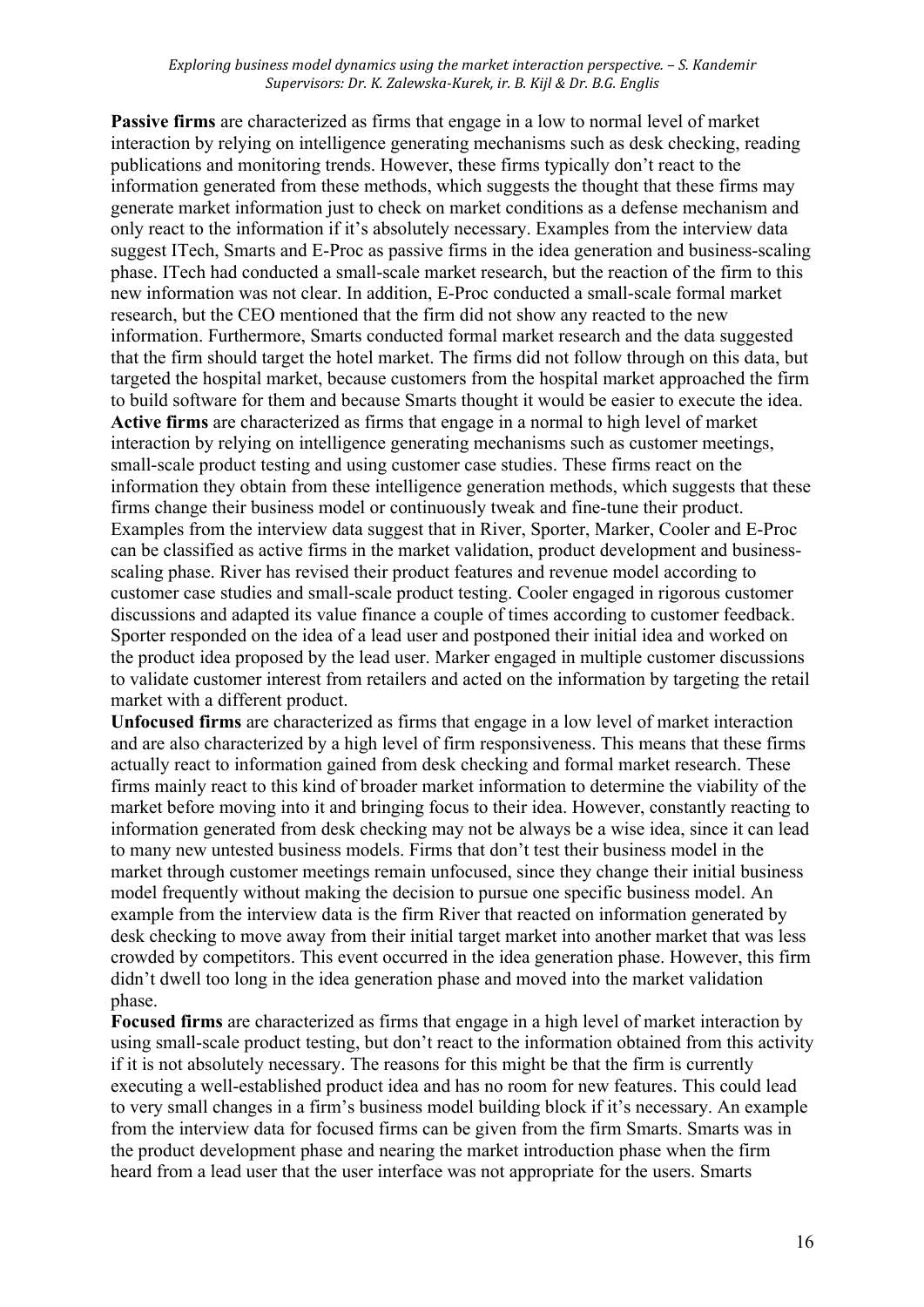**Passive firms** are characterized as firms that engage in a low to normal level of market interaction by relying on intelligence generating mechanisms such as desk checking, reading publications and monitoring trends. However, these firms typically don't react to the information generated from these methods, which suggests the thought that these firms may generate market information just to check on market conditions as a defense mechanism and only react to the information if it's absolutely necessary. Examples from the interview data suggest ITech, Smarts and E-Proc as passive firms in the idea generation and business-scaling phase. ITech had conducted a small-scale market research, but the reaction of the firm to this new information was not clear. In addition, E-Proc conducted a small-scale formal market research, but the CEO mentioned that the firm did not show any reacted to the new information. Furthermore, Smarts conducted formal market research and the data suggested that the firm should target the hotel market. The firms did not follow through on this data, but targeted the hospital market, because customers from the hospital market approached the firm to build software for them and because Smarts thought it would be easier to execute the idea.

**Active firms** are characterized as firms that engage in a normal to high level of market interaction by relying on intelligence generating mechanisms such as customer meetings, small-scale product testing and using customer case studies. These firms react on the information they obtain from these intelligence generation methods, which suggests that these firms change their business model or continuously tweak and fine-tune their product. Examples from the interview data suggest that in River, Sporter, Marker, Cooler and E-Proc can be classified as active firms in the market validation, product development and business-scaling phase. River has revised their product features and revenue model according to customer case studies and small-scale product testing. Cooler engaged in rigorous customer discussions and adapted its value finance a couple of times according to customer feedback. Sporter responded on the idea of a lead user and postponed their initial idea and worked on the product idea proposed by the lead user. Marker engaged in multiple customer discussions to validate customer interest from retailers and acted on the information by targeting the retail market with a different product.

**Unfocused firms** are characterized as firms that engage in a low level of market interaction and are also characterized by a high level of firm responsiveness. This means that these firms actually react to information gained from desk checking and formal market research. These firms mainly react to this kind of broader market information to determine the viability of the market before moving into it and bringing focus to their idea. However, constantly reacting to information generated from desk checking may not be always be a wise idea, since it can lead to many new untested business models. Firms that don't test their business model in the market through customer meetings remain unfocused, since they change their initial business model frequently without making the decision to pursue one specific business model. An example from the interview data is the firm River that reacted on information generated by desk checking to move away from their initial target market into another market that was less crowded by competitors. This event occurred in the idea generation phase. However, this firm didn't dwell too long in the idea generation phase and moved into the market validation phase.

**Focused firms** are characterized as firms that engage in a high level of market interaction by using small-scale product testing, but don't react to the information obtained from this activity if it is not absolutely necessary. The reasons for this might be that the firm is currently executing a well-established product idea and has no room for new features. This could lead to very small changes in a firm's business model building block if it's necessary. An example from the interview data for focused firms can be given from the firm Smarts. Smarts was in the product development phase and nearing the market introduction phase when the firm heard from a lead user that the user interface was not appropriate for the users. Smarts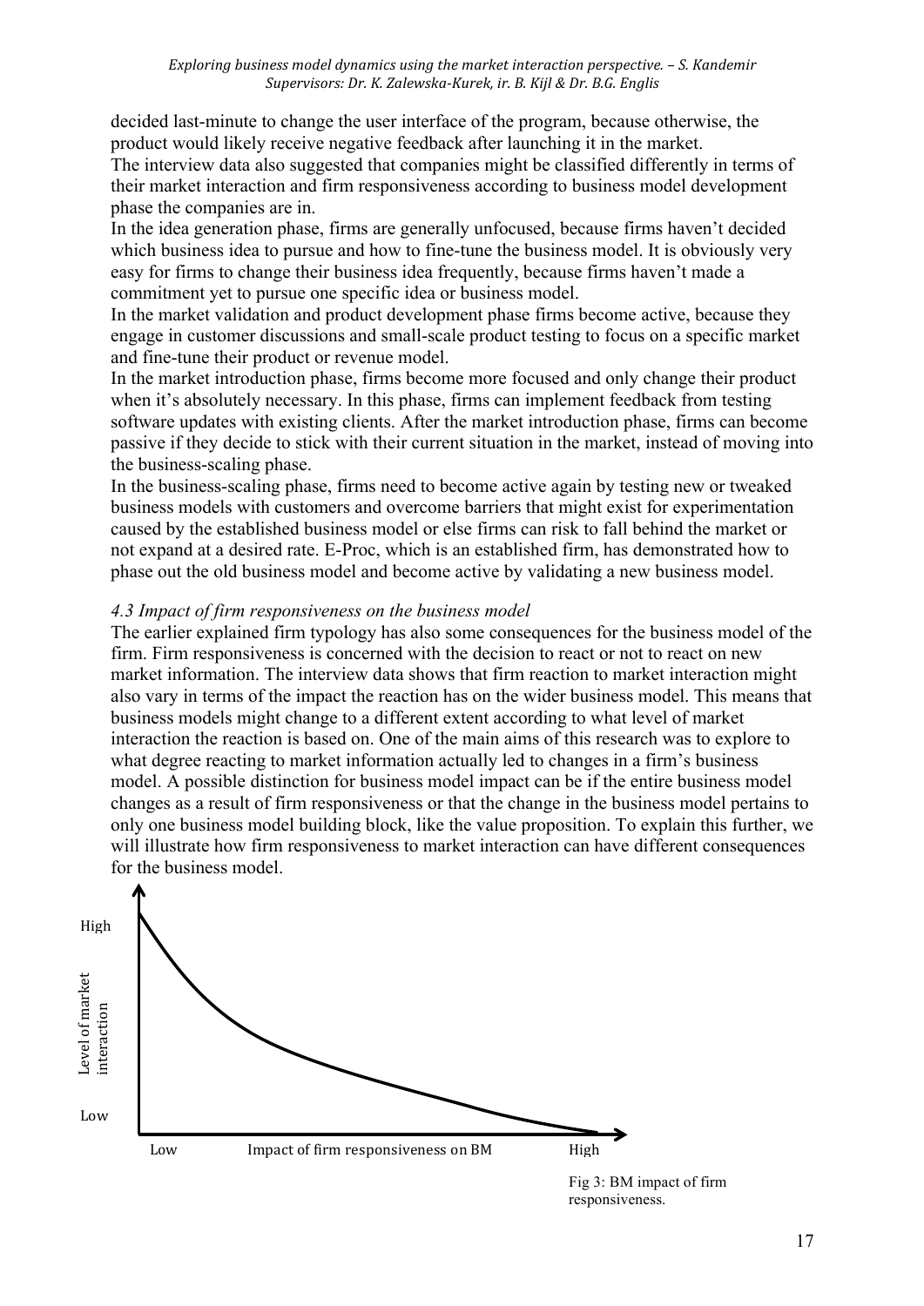decided last-minute to change the user interface of the program, because otherwise, the product would likely receive negative feedback after launching it in the market.

The interview data also suggested that companies might be classified differently in terms of their market interaction and firm responsiveness according to business model development phase the companies are in.

In the idea generation phase, firms are generally unfocused, because firms haven't decided which business idea to pursue and how to fine-tune the business model. It is obviously very easy for firms to change their business idea frequently, because firms haven't made a commitment yet to pursue one specific idea or business model.

In the market validation and product development phase firms become active, because they engage in customer discussions and small-scale product testing to focus on a specific market and fine-tune their product or revenue model.

In the market introduction phase, firms become more focused and only change their product when it's absolutely necessary. In this phase, firms can implement feedback from testing software updates with existing clients. After the market introduction phase, firms can become passive if they decide to stick with their current situation in the market, instead of moving into the business-scaling phase.

In the business-scaling phase, firms need to become active again by testing new or tweaked business models with customers and overcome barriers that might exist for experimentation caused by the established business model or else firms can risk to fall behind the market or not expand at a desired rate. E-Proc, which is an established firm, has demonstrated how to phase out the old business model and become active by validating a new business model.

### *4.3 Impact of firm responsiveness on the business model*

The earlier explained firm typology has also some consequences for the business model of the firm. Firm responsiveness is concerned with the decision to react or not to react on new market information. The interview data shows that firm reaction to market interaction might also vary in terms of the impact the reaction has on the wider business model. This means that business models might change to a different extent according to what level of market interaction the reaction is based on. One of the main aims of this research was to explore to what degree reacting to market information actually led to changes in a firm's business model. A possible distinction for business model impact can be if the entire business model changes as a result of firm responsiveness or that the change in the business model pertains to only one business model building block, like the value proposition. To explain this further, we will illustrate how firm responsiveness to market interaction can have different consequences for the business model.

Fig 3: BM impact of firm responsiveness.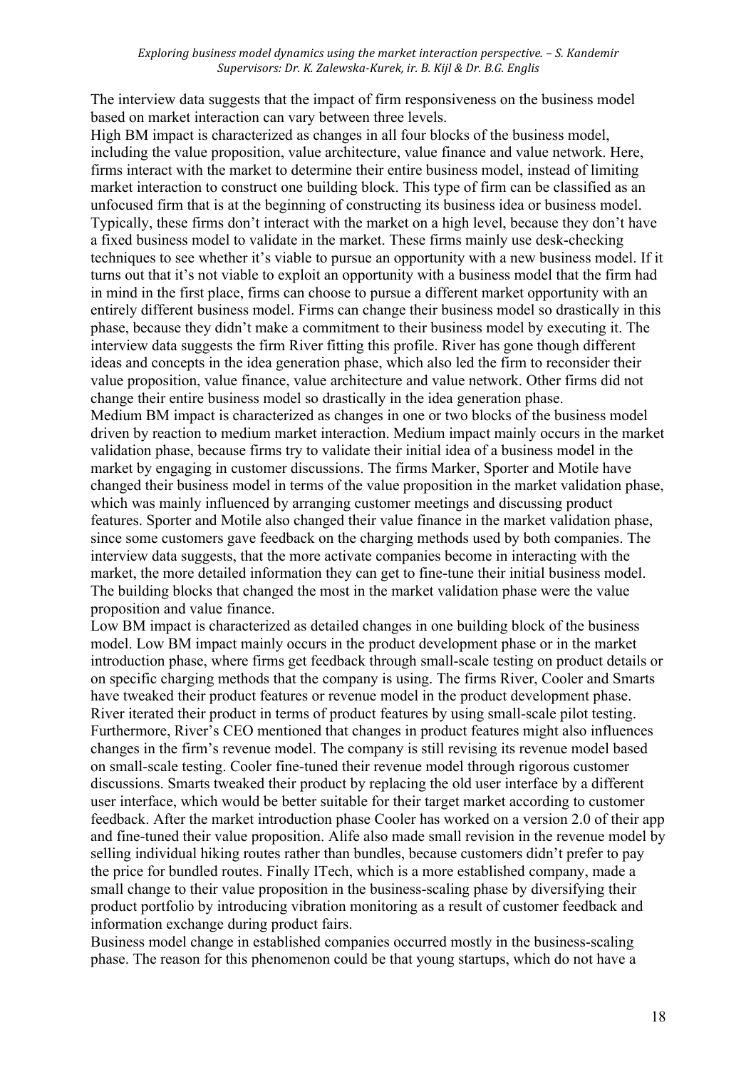The interview data suggests that the impact of firm responsiveness on the business model based on market interaction can vary between three levels.

High BM impact is characterized as changes in all four blocks of the business model, including the value proposition, value architecture, value finance and value network. Here, firms interact with the market to determine their entire business model, instead of limiting market interaction to construct one building block. This type of firm can be classified as an unfocused firm that is at the beginning of constructing its business idea or business model. Typically, these firms don't interact with the market on a high level, because they don't have a fixed business model to validate in the market. These firms mainly use desk-checking techniques to see whether it's viable to pursue an opportunity with a new business model. If it turns out that it's not viable to exploit an opportunity with a business model that the firm had in mind in the first place, firms can choose to pursue a different market opportunity with an entirely different business model. Firms can change their business model so drastically in this phase, because they didn't make a commitment to their business model by executing it. The interview data suggests the firm River fitting this profile. River has gone though different ideas and concepts in the idea generation phase, which also led the firm to reconsider their value proposition, value finance, value architecture and value network. Other firms did not change their entire business model so drastically in the idea generation phase.

Medium BM impact is characterized as changes in one or two blocks of the business model driven by reaction to medium market interaction. Medium impact mainly occurs in the market validation phase, because firms try to validate their initial idea of a business model in the market by engaging in customer discussions. The firms Marker, Sporter and Motile have changed their business model in terms of the value proposition in the market validation phase, which was mainly influenced by arranging customer meetings and discussing product features. Sporter and Motile also changed their value finance in the market validation phase, since some customers gave feedback on the charging methods used by both companies. The interview data suggests, that the more activate companies become in interacting with the market, the more detailed information they can get to fine-tune their initial business model. The building blocks that changed the most in the market validation phase were the value proposition and value finance.

Low BM impact is characterized as detailed changes in one building block of the business model. Low BM impact mainly occurs in the product development phase or in the market introduction phase, where firms get feedback through small-scale testing on product details or on specific charging methods that the company is using. The firms River, Cooler and Smarts have tweaked their product features or revenue model in the product development phase. River iterated their product in terms of product features by using small-scale pilot testing. Furthermore, River's CEO mentioned that changes in product features might also influences changes in the firm's revenue model. The company is still revising its revenue model based on small-scale testing. Cooler fine-tuned their revenue model through rigorous customer discussions. Smarts tweaked their product by replacing the old user interface by a different user interface, which would be better suitable for their target market according to customer feedback. After the market introduction phase Cooler has worked on a version 2.0 of their app and fine-tuned their value proposition. Alife also made small revision in the revenue model by selling individual hiking routes rather than bundles, because customers didn't prefer to pay the price for bundled routes. Finally ITech, which is a more established company, made a small change to their value proposition in the business-scaling phase by diversifying their product portfolio by introducing vibration monitoring as a result of customer feedback and information exchange during product fairs.

Business model change in established companies occurred mostly in the business-scaling phase. The reason for this phenomenon could be that young startups, which do not have a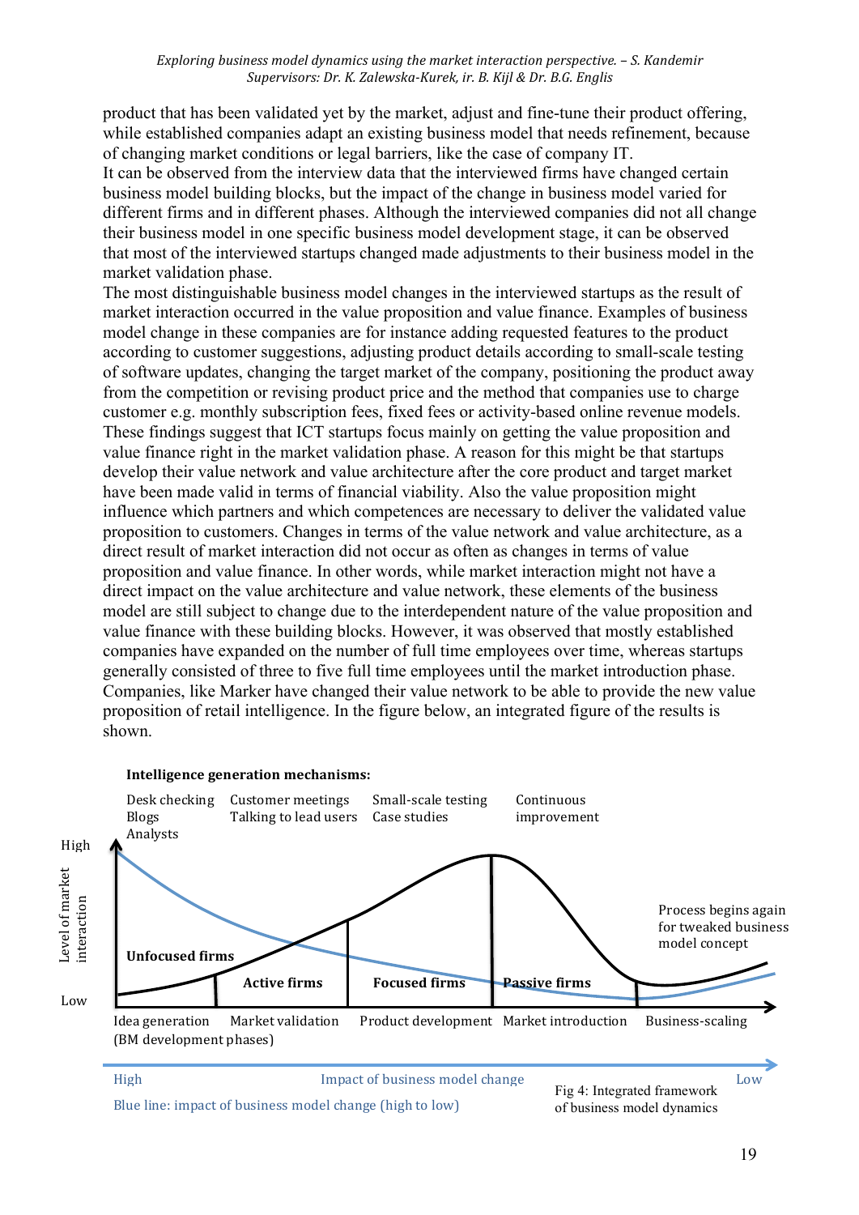product that has been validated yet by the market, adjust and fine-tune their product offering, while established companies adapt an existing business model that needs refinement, because of changing market conditions or legal barriers, like the case of company IT.

It can be observed from the interview data that the interviewed firms have changed certain business model building blocks, but the impact of the change in business model varied for different firms and in different phases. Although the interviewed companies did not all change their business model in one specific business model development stage, it can be observed that most of the interviewed startups changed made adjustments to their business model in the market validation phase.

The most distinguishable business model changes in the interviewed startups as the result of market interaction occurred in the value proposition and value finance. Examples of business model change in these companies are for instance adding requested features to the product according to customer suggestions, adjusting product details according to small-scale testing of software updates, changing the target market of the company, positioning the product away from the competition or revising product price and the method that companies use to charge customer e.g. monthly subscription fees, fixed fees or activity-based online revenue models. These findings suggest that ICT startups focus mainly on getting the value proposition and value finance right in the market validation phase. A reason for this might be that startups develop their value network and value architecture after the core product and target market have been made valid in terms of financial viability. Also the value proposition might influence which partners and which competences are necessary to deliver the validated value proposition to customers. Changes in terms of the value network and value architecture, as a direct result of market interaction did not occur as often as changes in terms of value proposition and value finance. In other words, while market interaction might not have a direct impact on the value architecture and value network, these elements of the business model are still subject to change due to the interdependent nature of the value proposition and value finance with these building blocks. However, it was observed that mostly established companies have expanded on the number of full time employees over time, whereas startups generally consisted of three to five full time employees until the market introduction phase. Companies, like Marker have changed their value network to be able to provide the new value proposition of retail intelligence. In the figure below, an integrated figure of the results is shown.

**Intelligence generation mechanisms:**

Desk checking, Blogs, Analysts | Customer meetings, Talking to lead users | Small-scale testing, Case studies | Continuous improvement

Level of market interaction (High – Low)

Unfocused firms | Active firms | Focused firms | Passive firms | Process begins again for tweaked business model concept

Idea generation | Market validation | Product development | Market introduction | Business-scaling (BM development phases)

High — Impact of business model change — Low

Blue line: impact of business model change (high to low)

Fig 4: Integrated framework of business model dynamics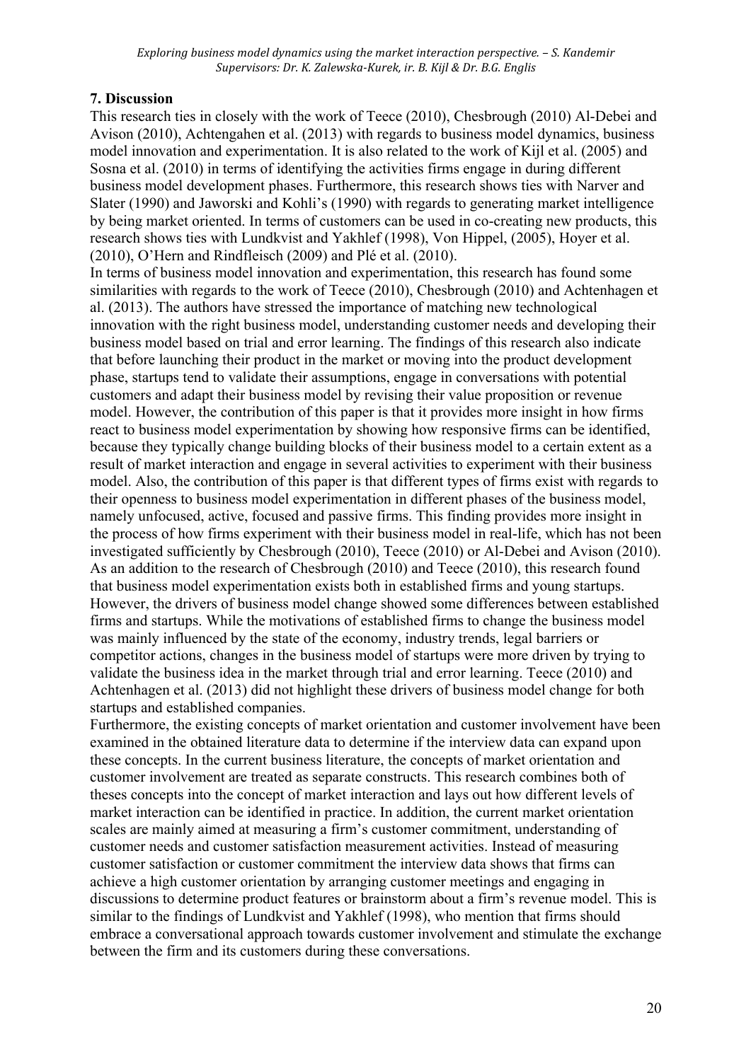## 7. Discussion

This research ties in closely with the work of Teece (2010), Chesbrough (2010) Al-Debei and Avison (2010), Achtengahen et al. (2013) with regards to business model dynamics, business model innovation and experimentation. It is also related to the work of Kijl et al. (2005) and Sosna et al. (2010) in terms of identifying the activities firms engage in during different business model development phases. Furthermore, this research shows ties with Narver and Slater (1990) and Jaworski and Kohli's (1990) with regards to generating market intelligence by being market oriented. In terms of customers can be used in co-creating new products, this research shows ties with Lundkvist and Yakhlef (1998), Von Hippel, (2005), Hoyer et al. (2010), O'Hern and Rindfleisch (2009) and Plé et al. (2010).

In terms of business model innovation and experimentation, this research has found some similarities with regards to the work of Teece (2010), Chesbrough (2010) and Achtenhagen et al. (2013). The authors have stressed the importance of matching new technological innovation with the right business model, understanding customer needs and developing their business model based on trial and error learning. The findings of this research also indicate that before launching their product in the market or moving into the product development phase, startups tend to validate their assumptions, engage in conversations with potential customers and adapt their business model by revising their value proposition or revenue model. However, the contribution of this paper is that it provides more insight in how firms react to business model experimentation by showing how responsive firms can be identified, because they typically change building blocks of their business model to a certain extent as a result of market interaction and engage in several activities to experiment with their business model. Also, the contribution of this paper is that different types of firms exist with regards to their openness to business model experimentation in different phases of the business model, namely unfocused, active, focused and passive firms. This finding provides more insight in the process of how firms experiment with their business model in real-life, which has not been investigated sufficiently by Chesbrough (2010), Teece (2010) or Al-Debei and Avison (2010). As an addition to the research of Chesbrough (2010) and Teece (2010), this research found that business model experimentation exists both in established firms and young startups. However, the drivers of business model change showed some differences between established firms and startups. While the motivations of established firms to change the business model was mainly influenced by the state of the economy, industry trends, legal barriers or competitor actions, changes in the business model of startups were more driven by trying to validate the business idea in the market through trial and error learning. Teece (2010) and Achtenhagen et al. (2013) did not highlight these drivers of business model change for both startups and established companies.

Furthermore, the existing concepts of market orientation and customer involvement have been examined in the obtained literature data to determine if the interview data can expand upon these concepts. In the current business literature, the concepts of market orientation and customer involvement are treated as separate constructs. This research combines both of theses concepts into the concept of market interaction and lays out how different levels of market interaction can be identified in practice. In addition, the current market orientation scales are mainly aimed at measuring a firm's customer commitment, understanding of customer needs and customer satisfaction measurement activities. Instead of measuring customer satisfaction or customer commitment the interview data shows that firms can achieve a high customer orientation by arranging customer meetings and engaging in discussions to determine product features or brainstorm about a firm's revenue model. This is similar to the findings of Lundkvist and Yakhlef (1998), who mention that firms should embrace a conversational approach towards customer involvement and stimulate the exchange between the firm and its customers during these conversations.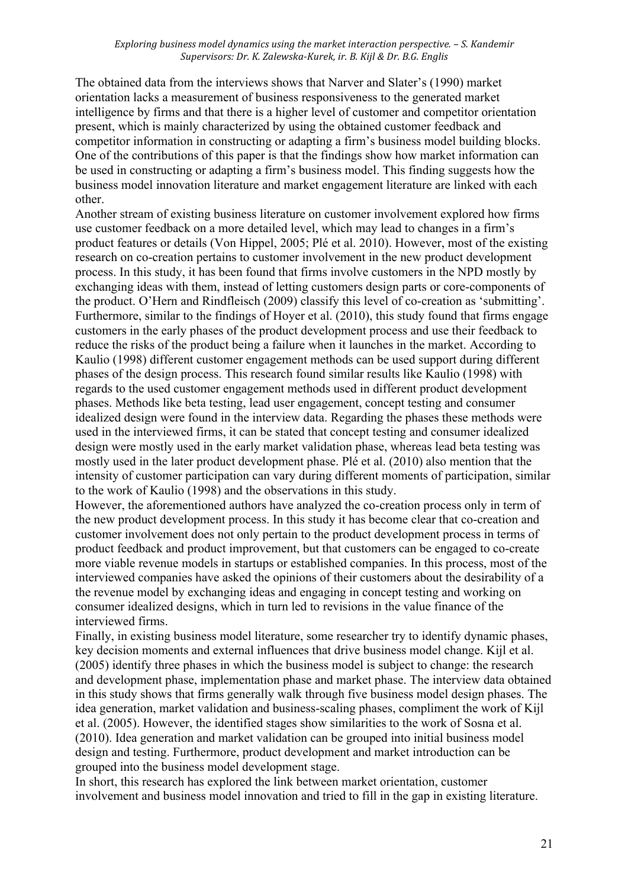The obtained data from the interviews shows that Narver and Slater's (1990) market orientation lacks a measurement of business responsiveness to the generated market intelligence by firms and that there is a higher level of customer and competitor orientation present, which is mainly characterized by using the obtained customer feedback and competitor information in constructing or adapting a firm's business model building blocks. One of the contributions of this paper is that the findings show how market information can be used in constructing or adapting a firm's business model. This finding suggests how the business model innovation literature and market engagement literature are linked with each other.

Another stream of existing business literature on customer involvement explored how firms use customer feedback on a more detailed level, which may lead to changes in a firm's product features or details (Von Hippel, 2005; Plé et al. 2010). However, most of the existing research on co-creation pertains to customer involvement in the new product development process. In this study, it has been found that firms involve customers in the NPD mostly by exchanging ideas with them, instead of letting customers design parts or core-components of the product. O'Hern and Rindfleisch (2009) classify this level of co-creation as 'submitting'. Furthermore, similar to the findings of Hoyer et al. (2010), this study found that firms engage customers in the early phases of the product development process and use their feedback to reduce the risks of the product being a failure when it launches in the market. According to Kaulio (1998) different customer engagement methods can be used support during different phases of the design process. This research found similar results like Kaulio (1998) with regards to the used customer engagement methods used in different product development phases. Methods like beta testing, lead user engagement, concept testing and consumer idealized design were found in the interview data. Regarding the phases these methods were used in the interviewed firms, it can be stated that concept testing and consumer idealized design were mostly used in the early market validation phase, whereas lead beta testing was mostly used in the later product development phase. Plé et al. (2010) also mention that the intensity of customer participation can vary during different moments of participation, similar to the work of Kaulio (1998) and the observations in this study.

However, the aforementioned authors have analyzed the co-creation process only in term of the new product development process. In this study it has become clear that co-creation and customer involvement does not only pertain to the product development process in terms of product feedback and product improvement, but that customers can be engaged to co-create more viable revenue models in startups or established companies. In this process, most of the interviewed companies have asked the opinions of their customers about the desirability of a the revenue model by exchanging ideas and engaging in concept testing and working on consumer idealized designs, which in turn led to revisions in the value finance of the interviewed firms.

Finally, in existing business model literature, some researcher try to identify dynamic phases, key decision moments and external influences that drive business model change. Kijl et al. (2005) identify three phases in which the business model is subject to change: the research and development phase, implementation phase and market phase. The interview data obtained in this study shows that firms generally walk through five business model design phases. The idea generation, market validation and business-scaling phases, compliment the work of Kijl et al. (2005). However, the identified stages show similarities to the work of Sosna et al. (2010). Idea generation and market validation can be grouped into initial business model design and testing. Furthermore, product development and market introduction can be grouped into the business model development stage.

In short, this research has explored the link between market orientation, customer involvement and business model innovation and tried to fill in the gap in existing literature.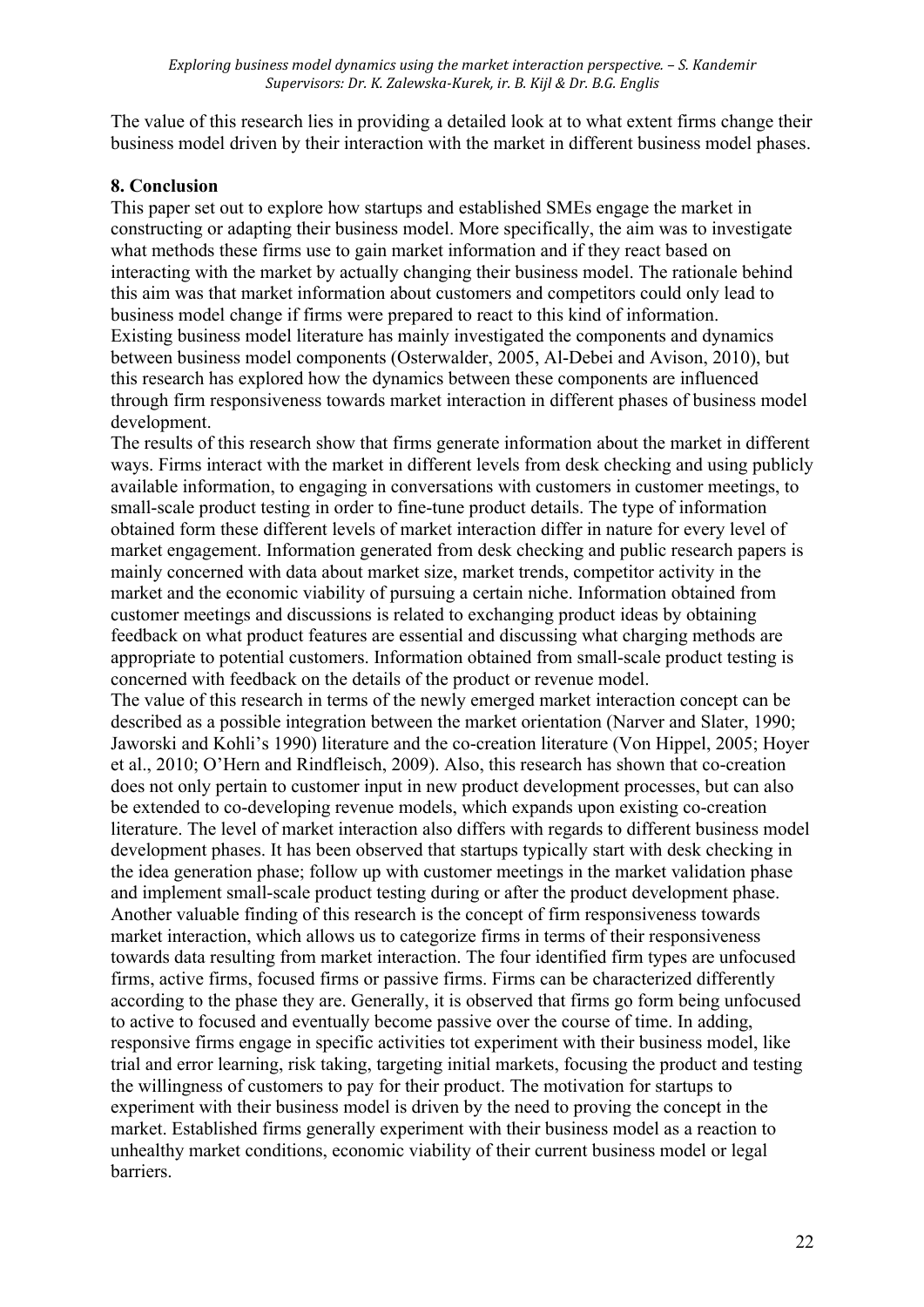The value of this research lies in providing a detailed look at to what extent firms change their business model driven by their interaction with the market in different business model phases.

**8. Conclusion**

This paper set out to explore how startups and established SMEs engage the market in constructing or adapting their business model. More specifically, the aim was to investigate what methods these firms use to gain market information and if they react based on interacting with the market by actually changing their business model. The rationale behind this aim was that market information about customers and competitors could only lead to business model change if firms were prepared to react to this kind of information.
Existing business model literature has mainly investigated the components and dynamics between business model components (Osterwalder, 2005, Al-Debei and Avison, 2010), but this research has explored how the dynamics between these components are influenced through firm responsiveness towards market interaction in different phases of business model development.
The results of this research show that firms generate information about the market in different ways. Firms interact with the market in different levels from desk checking and using publicly available information, to engaging in conversations with customers in customer meetings, to small-scale product testing in order to fine-tune product details. The type of information obtained form these different levels of market interaction differ in nature for every level of market engagement. Information generated from desk checking and public research papers is mainly concerned with data about market size, market trends, competitor activity in the market and the economic viability of pursuing a certain niche. Information obtained from customer meetings and discussions is related to exchanging product ideas by obtaining feedback on what product features are essential and discussing what charging methods are appropriate to potential customers. Information obtained from small-scale product testing is concerned with feedback on the details of the product or revenue model.
The value of this research in terms of the newly emerged market interaction concept can be described as a possible integration between the market orientation (Narver and Slater, 1990; Jaworski and Kohli's 1990) literature and the co-creation literature (Von Hippel, 2005; Hoyer et al., 2010; O'Hern and Rindfleisch, 2009). Also, this research has shown that co-creation does not only pertain to customer input in new product development processes, but can also be extended to co-developing revenue models, which expands upon existing co-creation literature. The level of market interaction also differs with regards to different business model development phases. It has been observed that startups typically start with desk checking in the idea generation phase; follow up with customer meetings in the market validation phase and implement small-scale product testing during or after the product development phase.
Another valuable finding of this research is the concept of firm responsiveness towards market interaction, which allows us to categorize firms in terms of their responsiveness towards data resulting from market interaction. The four identified firm types are unfocused firms, active firms, focused firms or passive firms. Firms can be characterized differently according to the phase they are. Generally, it is observed that firms go form being unfocused to active to focused and eventually become passive over the course of time. In adding, responsive firms engage in specific activities tot experiment with their business model, like trial and error learning, risk taking, targeting initial markets, focusing the product and testing the willingness of customers to pay for their product. The motivation for startups to experiment with their business model is driven by the need to proving the concept in the market. Established firms generally experiment with their business model as a reaction to unhealthy market conditions, economic viability of their current business model or legal barriers.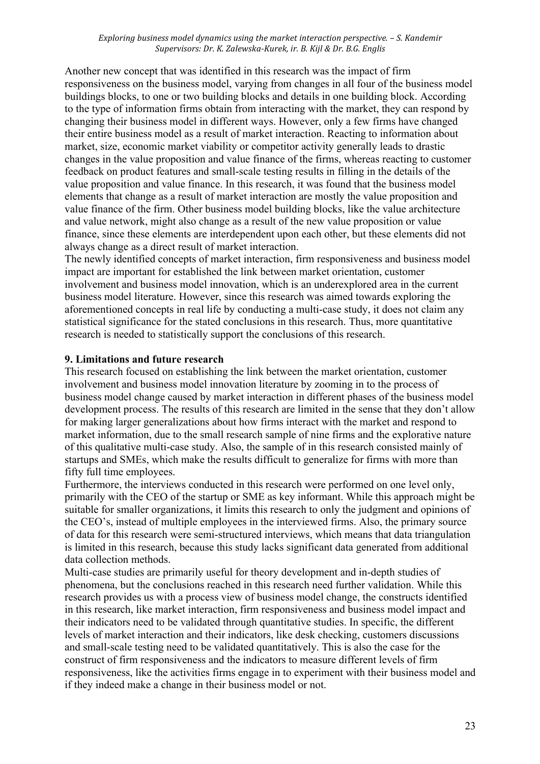Another new concept that was identified in this research was the impact of firm responsiveness on the business model, varying from changes in all four of the business model buildings blocks, to one or two building blocks and details in one building block. According to the type of information firms obtain from interacting with the market, they can respond by changing their business model in different ways. However, only a few firms have changed their entire business model as a result of market interaction. Reacting to information about market, size, economic market viability or competitor activity generally leads to drastic changes in the value proposition and value finance of the firms, whereas reacting to customer feedback on product features and small-scale testing results in filling in the details of the value proposition and value finance. In this research, it was found that the business model elements that change as a result of market interaction are mostly the value proposition and value finance of the firm. Other business model building blocks, like the value architecture and value network, might also change as a result of the new value proposition or value finance, since these elements are interdependent upon each other, but these elements did not always change as a direct result of market interaction.

The newly identified concepts of market interaction, firm responsiveness and business model impact are important for established the link between market orientation, customer involvement and business model innovation, which is an underexplored area in the current business model literature. However, since this research was aimed towards exploring the aforementioned concepts in real life by conducting a multi-case study, it does not claim any statistical significance for the stated conclusions in this research. Thus, more quantitative research is needed to statistically support the conclusions of this research.

## 9. Limitations and future research

This research focused on establishing the link between the market orientation, customer involvement and business model innovation literature by zooming in to the process of business model change caused by market interaction in different phases of the business model development process. The results of this research are limited in the sense that they don't allow for making larger generalizations about how firms interact with the market and respond to market information, due to the small research sample of nine firms and the explorative nature of this qualitative multi-case study. Also, the sample of in this research consisted mainly of startups and SMEs, which make the results difficult to generalize for firms with more than fifty full time employees.

Furthermore, the interviews conducted in this research were performed on one level only, primarily with the CEO of the startup or SME as key informant. While this approach might be suitable for smaller organizations, it limits this research to only the judgment and opinions of the CEO's, instead of multiple employees in the interviewed firms. Also, the primary source of data for this research were semi-structured interviews, which means that data triangulation is limited in this research, because this study lacks significant data generated from additional data collection methods.

Multi-case studies are primarily useful for theory development and in-depth studies of phenomena, but the conclusions reached in this research need further validation. While this research provides us with a process view of business model change, the constructs identified in this research, like market interaction, firm responsiveness and business model impact and their indicators need to be validated through quantitative studies. In specific, the different levels of market interaction and their indicators, like desk checking, customers discussions and small-scale testing need to be validated quantitatively. This is also the case for the construct of firm responsiveness and the indicators to measure different levels of firm responsiveness, like the activities firms engage in to experiment with their business model and if they indeed make a change in their business model or not.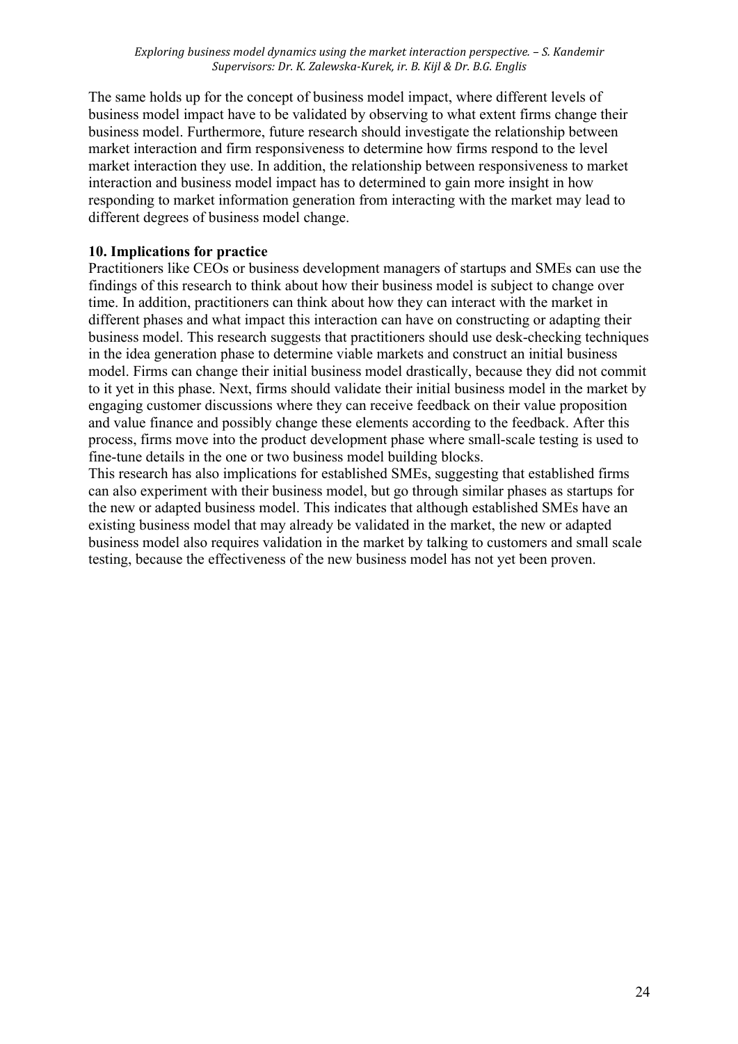The same holds up for the concept of business model impact, where different levels of business model impact have to be validated by observing to what extent firms change their business model. Furthermore, future research should investigate the relationship between market interaction and firm responsiveness to determine how firms respond to the level market interaction they use. In addition, the relationship between responsiveness to market interaction and business model impact has to determined to gain more insight in how responding to market information generation from interacting with the market may lead to different degrees of business model change.

## 10. Implications for practice

Practitioners like CEOs or business development managers of startups and SMEs can use the findings of this research to think about how their business model is subject to change over time. In addition, practitioners can think about how they can interact with the market in different phases and what impact this interaction can have on constructing or adapting their business model. This research suggests that practitioners should use desk-checking techniques in the idea generation phase to determine viable markets and construct an initial business model. Firms can change their initial business model drastically, because they did not commit to it yet in this phase. Next, firms should validate their initial business model in the market by engaging customer discussions where they can receive feedback on their value proposition and value finance and possibly change these elements according to the feedback. After this process, firms move into the product development phase where small-scale testing is used to fine-tune details in the one or two business model building blocks.

This research has also implications for established SMEs, suggesting that established firms can also experiment with their business model, but go through similar phases as startups for the new or adapted business model. This indicates that although established SMEs have an existing business model that may already be validated in the market, the new or adapted business model also requires validation in the market by talking to customers and small scale testing, because the effectiveness of the new business model has not yet been proven.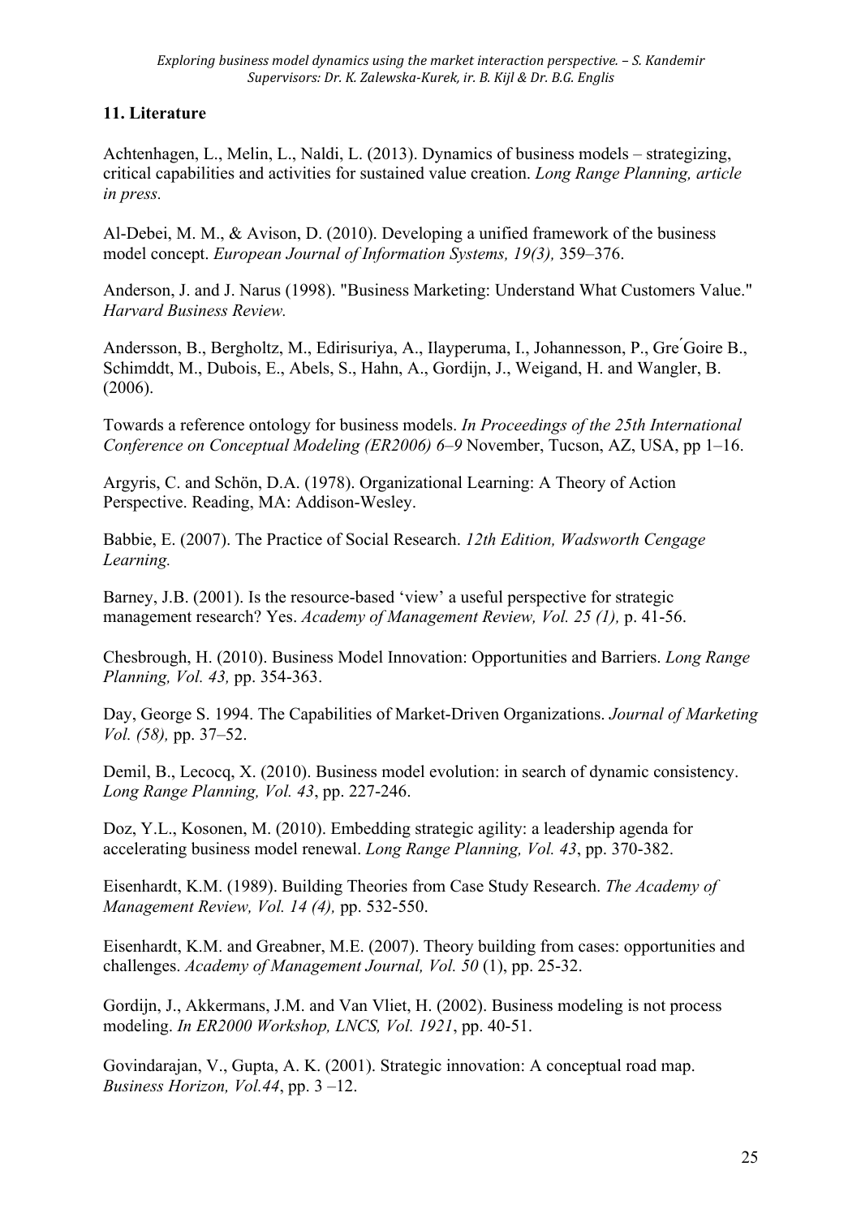## 11. Literature

Achtenhagen, L., Melin, L., Naldi, L. (2013). Dynamics of business models – strategizing, critical capabilities and activities for sustained value creation. *Long Range Planning, article in press.*

Al-Debei, M. M., & Avison, D. (2010). Developing a unified framework of the business model concept. *European Journal of Information Systems, 19(3),* 359–376.

Anderson, J. and J. Narus (1998). "Business Marketing: Understand What Customers Value." *Harvard Business Review.*

Andersson, B., Bergholtz, M., Edirisuriya, A., Ilayperuma, I., Johannesson, P., Gre ́Goire B., Schimddt, M., Dubois, E., Abels, S., Hahn, A., Gordijn, J., Weigand, H. and Wangler, B. (2006).

Towards a reference ontology for business models. *In Proceedings of the 25th International Conference on Conceptual Modeling (ER2006) 6–9* November, Tucson, AZ, USA, pp 1–16.

Argyris, C. and Schön, D.A. (1978). Organizational Learning: A Theory of Action Perspective. Reading, MA: Addison-Wesley.

Babbie, E. (2007). The Practice of Social Research. *12th Edition, Wadsworth Cengage Learning.*

Barney, J.B. (2001). Is the resource-based 'view' a useful perspective for strategic management research? Yes. *Academy of Management Review, Vol. 25 (1),* p. 41-56.

Chesbrough, H. (2010). Business Model Innovation: Opportunities and Barriers. *Long Range Planning, Vol. 43,* pp. 354-363.

Day, George S. 1994. The Capabilities of Market-Driven Organizations. *Journal of Marketing Vol. (58),* pp. 37–52.

Demil, B., Lecocq, X. (2010). Business model evolution: in search of dynamic consistency. *Long Range Planning, Vol. 43*, pp. 227-246.

Doz, Y.L., Kosonen, M. (2010). Embedding strategic agility: a leadership agenda for accelerating business model renewal. *Long Range Planning, Vol. 43*, pp. 370-382.

Eisenhardt, K.M. (1989). Building Theories from Case Study Research. *The Academy of Management Review, Vol. 14 (4),* pp. 532-550.

Eisenhardt, K.M. and Greabner, M.E. (2007). Theory building from cases: opportunities and challenges. *Academy of Management Journal, Vol. 50* (1), pp. 25-32.

Gordijn, J., Akkermans, J.M. and Van Vliet, H. (2002). Business modeling is not process modeling. *In ER2000 Workshop, LNCS, Vol. 1921*, pp. 40-51.

Govindarajan, V., Gupta, A. K. (2001). Strategic innovation: A conceptual road map. *Business Horizon, Vol.44*, pp. 3 –12.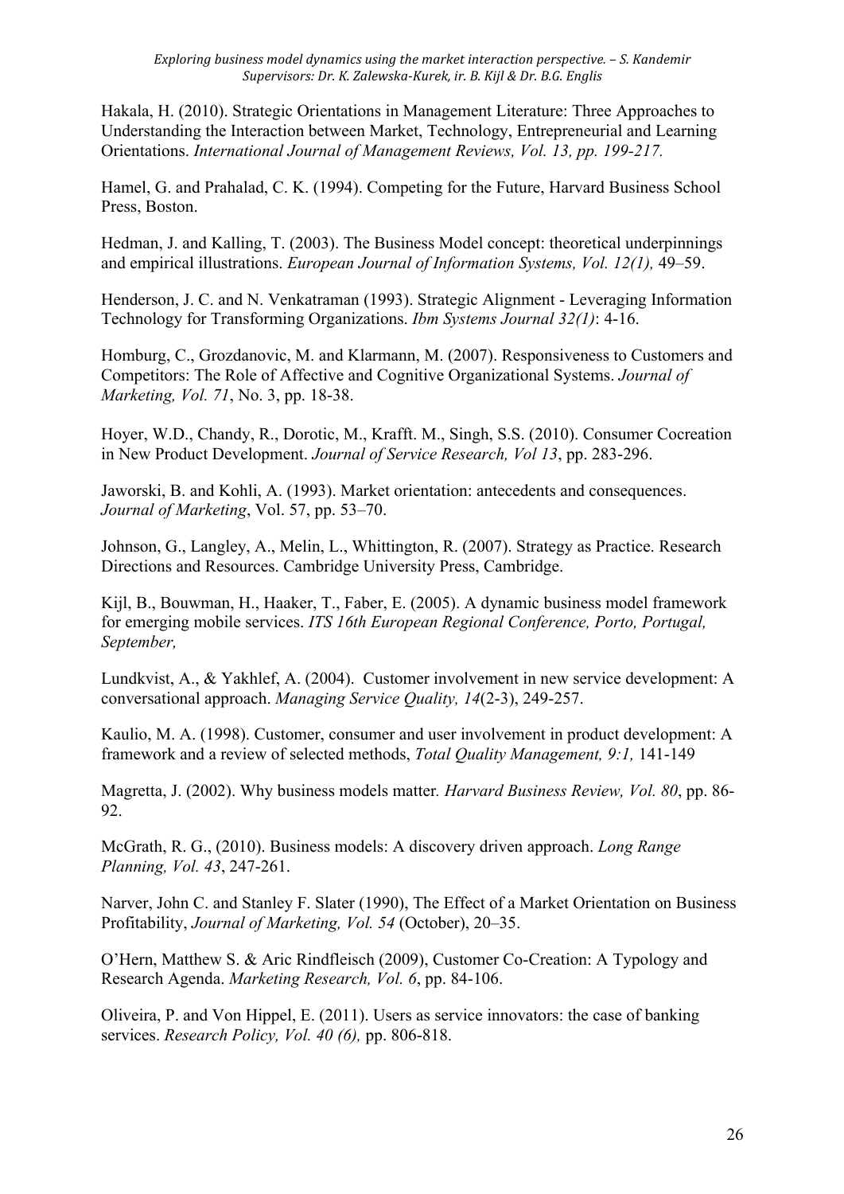Hakala, H. (2010). Strategic Orientations in Management Literature: Three Approaches to Understanding the Interaction between Market, Technology, Entrepreneurial and Learning Orientations. *International Journal of Management Reviews, Vol. 13, pp. 199-217.*

Hamel, G. and Prahalad, C. K. (1994). Competing for the Future, Harvard Business School Press, Boston.

Hedman, J. and Kalling, T. (2003). The Business Model concept: theoretical underpinnings and empirical illustrations. *European Journal of Information Systems, Vol. 12(1),* 49–59.

Henderson, J. C. and N. Venkatraman (1993). Strategic Alignment - Leveraging Information Technology for Transforming Organizations. *Ibm Systems Journal 32(1)*: 4-16.

Homburg, C., Grozdanovic, M. and Klarmann, M. (2007). Responsiveness to Customers and Competitors: The Role of Affective and Cognitive Organizational Systems. *Journal of Marketing, Vol. 71*, No. 3, pp. 18-38.

Hoyer, W.D., Chandy, R., Dorotic, M., Krafft. M., Singh, S.S. (2010). Consumer Cocreation in New Product Development. *Journal of Service Research, Vol 13*, pp. 283-296.

Jaworski, B. and Kohli, A. (1993). Market orientation: antecedents and consequences. *Journal of Marketing*, Vol. 57, pp. 53–70.

Johnson, G., Langley, A., Melin, L., Whittington, R. (2007). Strategy as Practice. Research Directions and Resources. Cambridge University Press, Cambridge.

Kijl, B., Bouwman, H., Haaker, T., Faber, E. (2005). A dynamic business model framework for emerging mobile services. *ITS 16th European Regional Conference, Porto, Portugal, September,*

Lundkvist, A., & Yakhlef, A. (2004). Customer involvement in new service development: A conversational approach. *Managing Service Quality, 14*(2-3), 249-257.

Kaulio, M. A. (1998). Customer, consumer and user involvement in product development: A framework and a review of selected methods, *Total Quality Management, 9:1,* 141-149

Magretta, J. (2002). Why business models matter. *Harvard Business Review, Vol. 80*, pp. 86-92.

McGrath, R. G., (2010). Business models: A discovery driven approach. *Long Range Planning, Vol. 43*, 247-261.

Narver, John C. and Stanley F. Slater (1990), The Effect of a Market Orientation on Business Profitability, *Journal of Marketing, Vol. 54* (October), 20–35.

O'Hern, Matthew S. & Aric Rindfleisch (2009), Customer Co-Creation: A Typology and Research Agenda. *Marketing Research, Vol. 6*, pp. 84-106.

Oliveira, P. and Von Hippel, E. (2011). Users as service innovators: the case of banking services. *Research Policy, Vol. 40 (6),* pp. 806-818.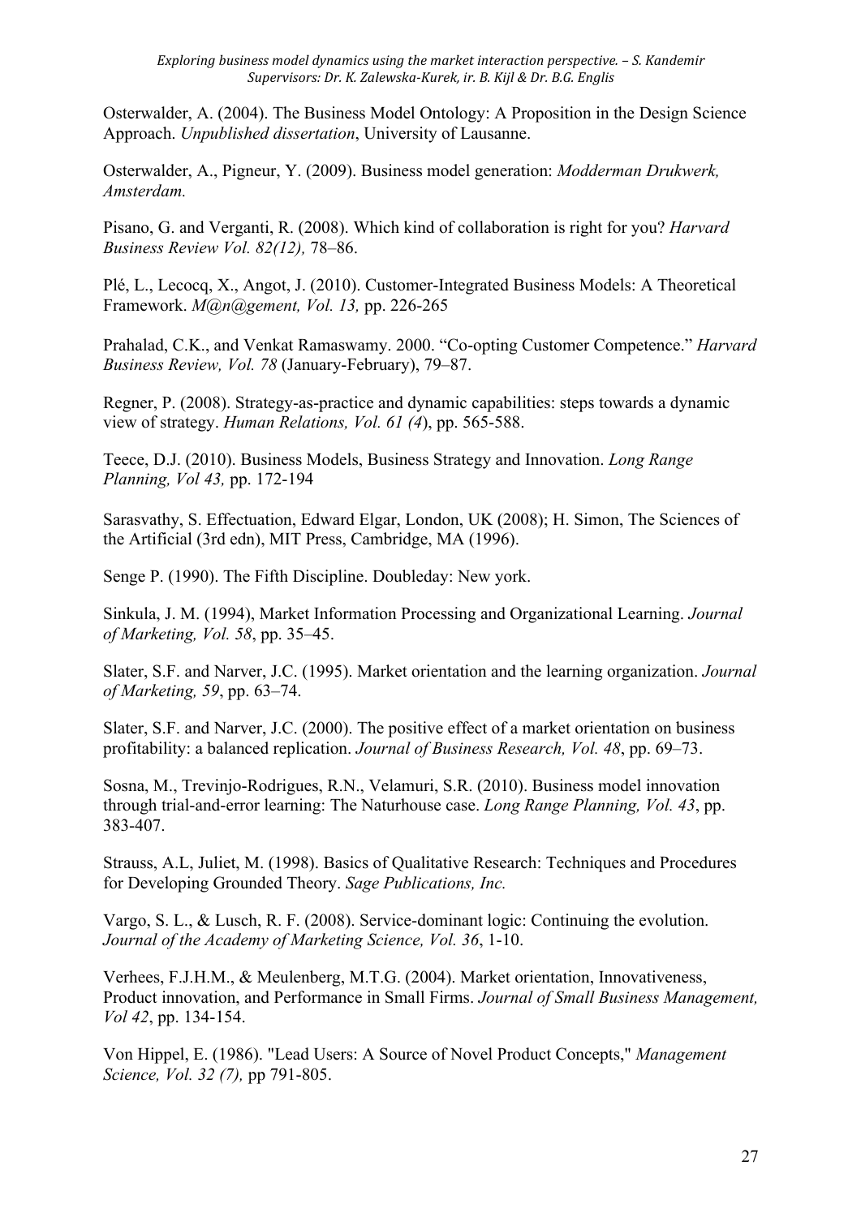Osterwalder, A. (2004). The Business Model Ontology: A Proposition in the Design Science Approach. *Unpublished dissertation*, University of Lausanne.

Osterwalder, A., Pigneur, Y. (2009). Business model generation: *Modderman Drukwerk, Amsterdam.*

Pisano, G. and Verganti, R. (2008). Which kind of collaboration is right for you? *Harvard Business Review Vol. 82(12),* 78–86.

Plé, L., Lecocq, X., Angot, J. (2010). Customer-Integrated Business Models: A Theoretical Framework. *M@n@gement, Vol. 13,* pp. 226-265

Prahalad, C.K., and Venkat Ramaswamy. 2000. "Co-opting Customer Competence." *Harvard Business Review, Vol. 78* (January-February), 79–87.

Regner, P. (2008). Strategy-as-practice and dynamic capabilities: steps towards a dynamic view of strategy. *Human Relations, Vol. 61 (4*), pp. 565-588.

Teece, D.J. (2010). Business Models, Business Strategy and Innovation. *Long Range Planning, Vol 43,* pp. 172-194

Sarasvathy, S. Effectuation, Edward Elgar, London, UK (2008); H. Simon, The Sciences of the Artificial (3rd edn), MIT Press, Cambridge, MA (1996).

Senge P. (1990). The Fifth Discipline. Doubleday: New york.

Sinkula, J. M. (1994), Market Information Processing and Organizational Learning. *Journal of Marketing, Vol. 58*, pp. 35–45.

Slater, S.F. and Narver, J.C. (1995). Market orientation and the learning organization. *Journal of Marketing, 59*, pp. 63–74.

Slater, S.F. and Narver, J.C. (2000). The positive effect of a market orientation on business profitability: a balanced replication. *Journal of Business Research, Vol. 48*, pp. 69–73.

Sosna, M., Trevinjo-Rodrigues, R.N., Velamuri, S.R. (2010). Business model innovation through trial-and-error learning: The Naturhouse case. *Long Range Planning, Vol. 43*, pp. 383-407.

Strauss, A.L, Juliet, M. (1998). Basics of Qualitative Research: Techniques and Procedures for Developing Grounded Theory. *Sage Publications, Inc.*

Vargo, S. L., & Lusch, R. F. (2008). Service-dominant logic: Continuing the evolution. *Journal of the Academy of Marketing Science, Vol. 36*, 1-10.

Verhees, F.J.H.M., & Meulenberg, M.T.G. (2004). Market orientation, Innovativeness, Product innovation, and Performance in Small Firms. *Journal of Small Business Management, Vol 42*, pp. 134-154.

Von Hippel, E. (1986). "Lead Users: A Source of Novel Product Concepts," *Management Science, Vol. 32 (7),* pp 791-805.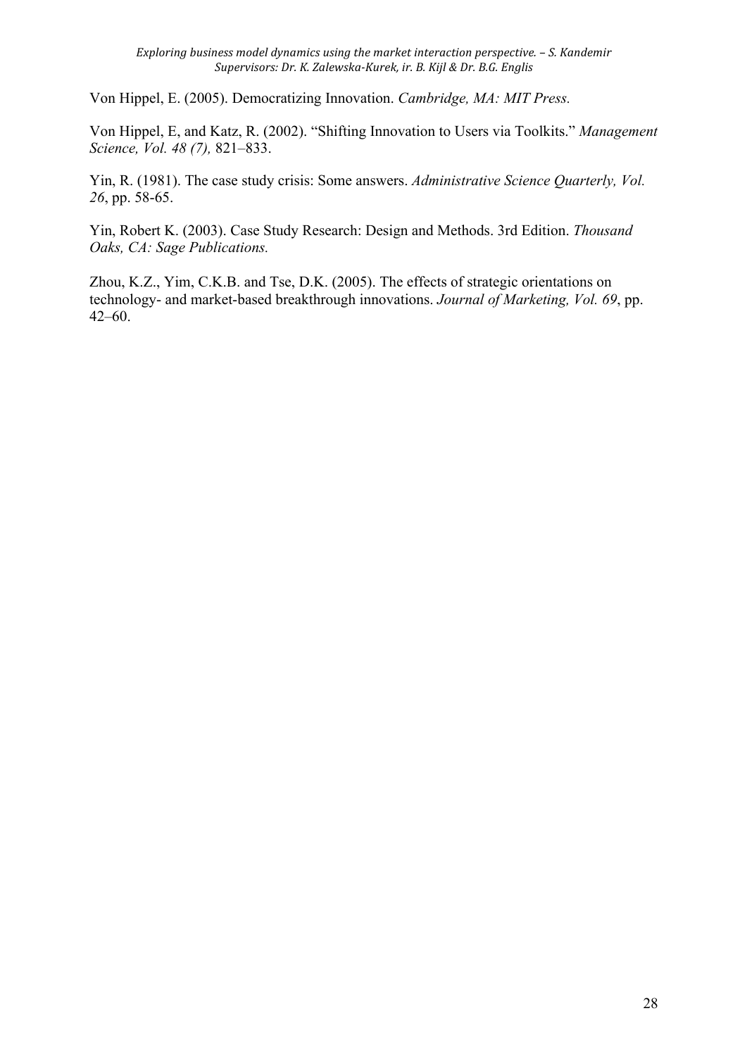Von Hippel, E. (2005). Democratizing Innovation. *Cambridge, MA: MIT Press.*

Von Hippel, E, and Katz, R. (2002). "Shifting Innovation to Users via Toolkits." *Management Science, Vol. 48 (7),* 821–833.

Yin, R. (1981). The case study crisis: Some answers. *Administrative Science Quarterly, Vol. 26*, pp. 58-65.

Yin, Robert K. (2003). Case Study Research: Design and Methods. 3rd Edition. *Thousand Oaks, CA: Sage Publications.*

Zhou, K.Z., Yim, C.K.B. and Tse, D.K. (2005). The effects of strategic orientations on technology- and market-based breakthrough innovations. *Journal of Marketing, Vol. 69*, pp. 42–60.